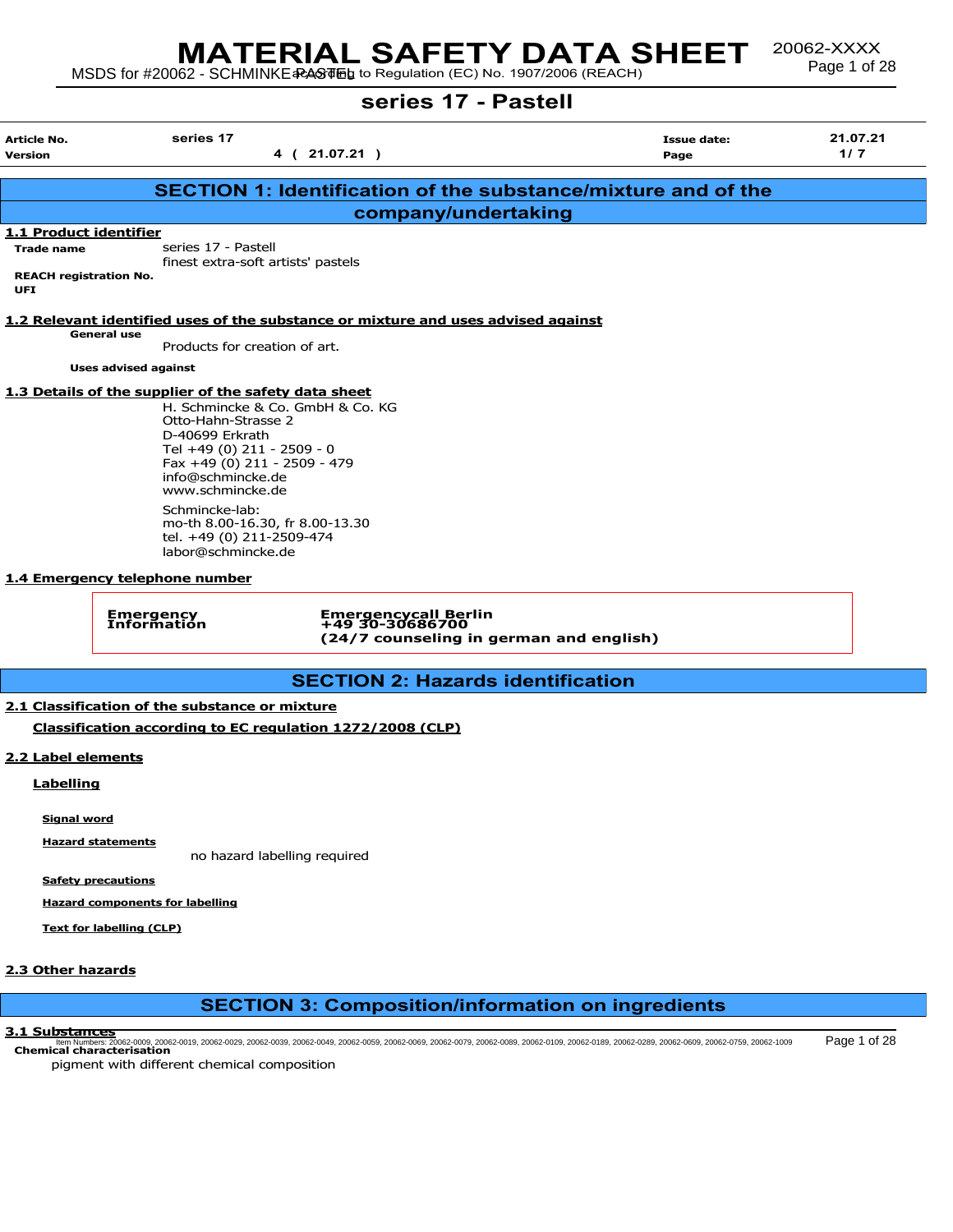# series 17 - Pastell

| Article No. | series 17 | Issue date: | 21.07.21 |
|---|---|---|---|
| Version | 4 ( 21.07.21 ) | Page | 1/ 7 |

## SECTION 1: Identification of the substance/mixture and of the company/undertaking

### 1.1 Product identifier

**Trade name** series 17 - Pastell
finest extra-soft artists' pastels

**REACH registration No.**

**UFI**

### 1.2 Relevant identified uses of the substance or mixture and uses advised against

**General use**

Products for creation of art.

**Uses advised against**

### 1.3 Details of the supplier of the safety data sheet

H. Schmincke & Co. GmbH & Co. KG
Otto-Hahn-Strasse 2
D-40699 Erkrath
Tel +49 (0) 211 - 2509 - 0
Fax +49 (0) 211 - 2509 - 479
info@schmincke.de
www.schmincke.de

Schmincke-lab:
mo-th 8.00-16.30, fr 8.00-13.30
tel. +49 (0) 211-2509-474
labor@schmincke.de

### 1.4 Emergency telephone number

| Emergency Information | Emergencycall Berlin<br>+49 30-30686700<br>(24/7 counseling in german and english) |
|---|---|

## SECTION 2: Hazards identification

### 2.1 Classification of the substance or mixture

**Classification according to EC regulation 1272/2008 (CLP)**

### 2.2 Label elements

**Labelling**

**Signal word**

**Hazard statements**

no hazard labelling required

**Safety precautions**

**Hazard components for labelling**

**Text for labelling (CLP)**

### 2.3 Other hazards

## SECTION 3: Composition/information on ingredients

### 3.1 Substances

**Chemical characterisation**

pigment with different chemical composition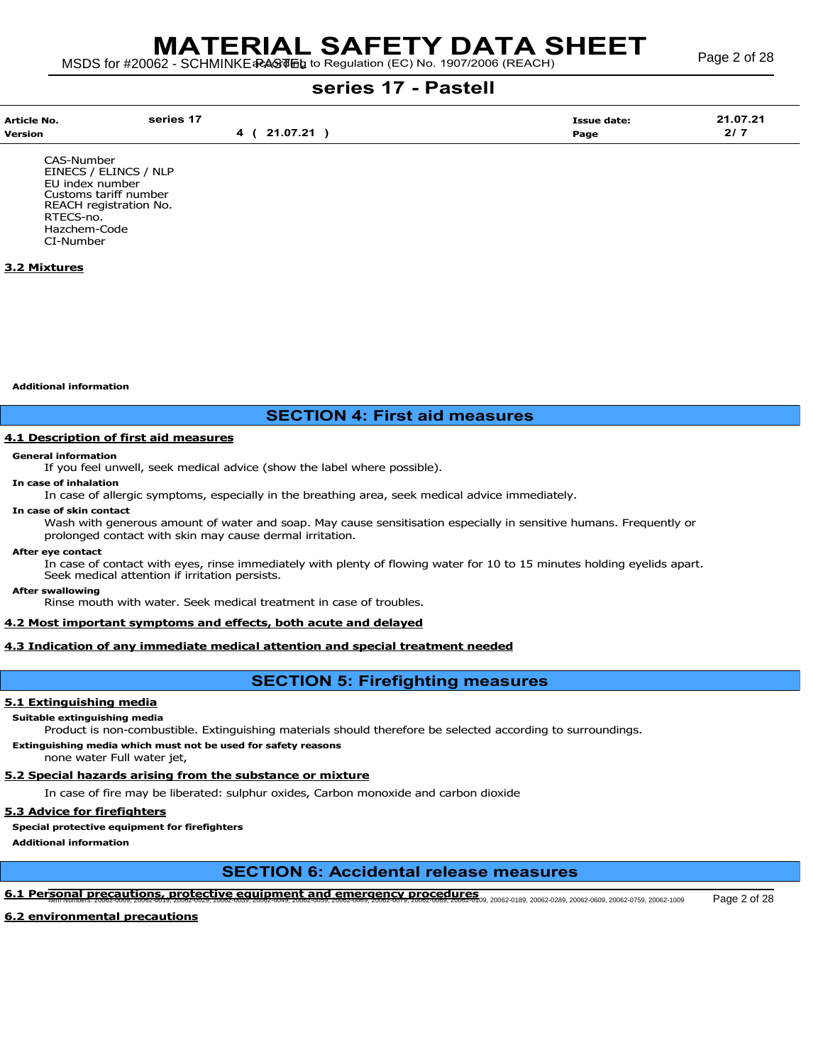| Article No. | series 17 | Issue date: | 21.07.21 |
| --- | --- | --- | --- |
| Version | 4 ( 21.07.21 ) | Page | 2/ 7 |

CAS-Number
EINECS / ELINCS / NLP
EU index number
Customs tariff number
REACH registration No.
RTECS-no.
Hazchem-Code
CI-Number

### 3.2 Mixtures

**Additional information**

## SECTION 4: First aid measures

### 4.1 Description of first aid measures

**General information**

If you feel unwell, seek medical advice (show the label where possible).

**In case of inhalation**

In case of allergic symptoms, especially in the breathing area, seek medical advice immediately.

**In case of skin contact**

Wash with generous amount of water and soap. May cause sensitisation especially in sensitive humans. Frequently or prolonged contact with skin may cause dermal irritation.

**After eye contact**

In case of contact with eyes, rinse immediately with plenty of flowing water for 10 to 15 minutes holding eyelids apart. Seek medical attention if irritation persists.

**After swallowing**

Rinse mouth with water. Seek medical treatment in case of troubles.

### 4.2 Most important symptoms and effects, both acute and delayed

### 4.3 Indication of any immediate medical attention and special treatment needed

## SECTION 5: Firefighting measures

### 5.1 Extinguishing media

**Suitable extinguishing media**

Product is non-combustible. Extinguishing materials should therefore be selected according to surroundings.

**Extinguishing media which must not be used for safety reasons**

none water Full water jet,

### 5.2 Special hazards arising from the substance or mixture

In case of fire may be liberated: sulphur oxides, Carbon monoxide and carbon dioxide

### 5.3 Advice for firefighters

**Special protective equipment for firefighters**

**Additional information**

## SECTION 6: Accidental release measures

### 6.1 Personal precautions, protective equipment and emergency procedures

### 6.2 environmental precautions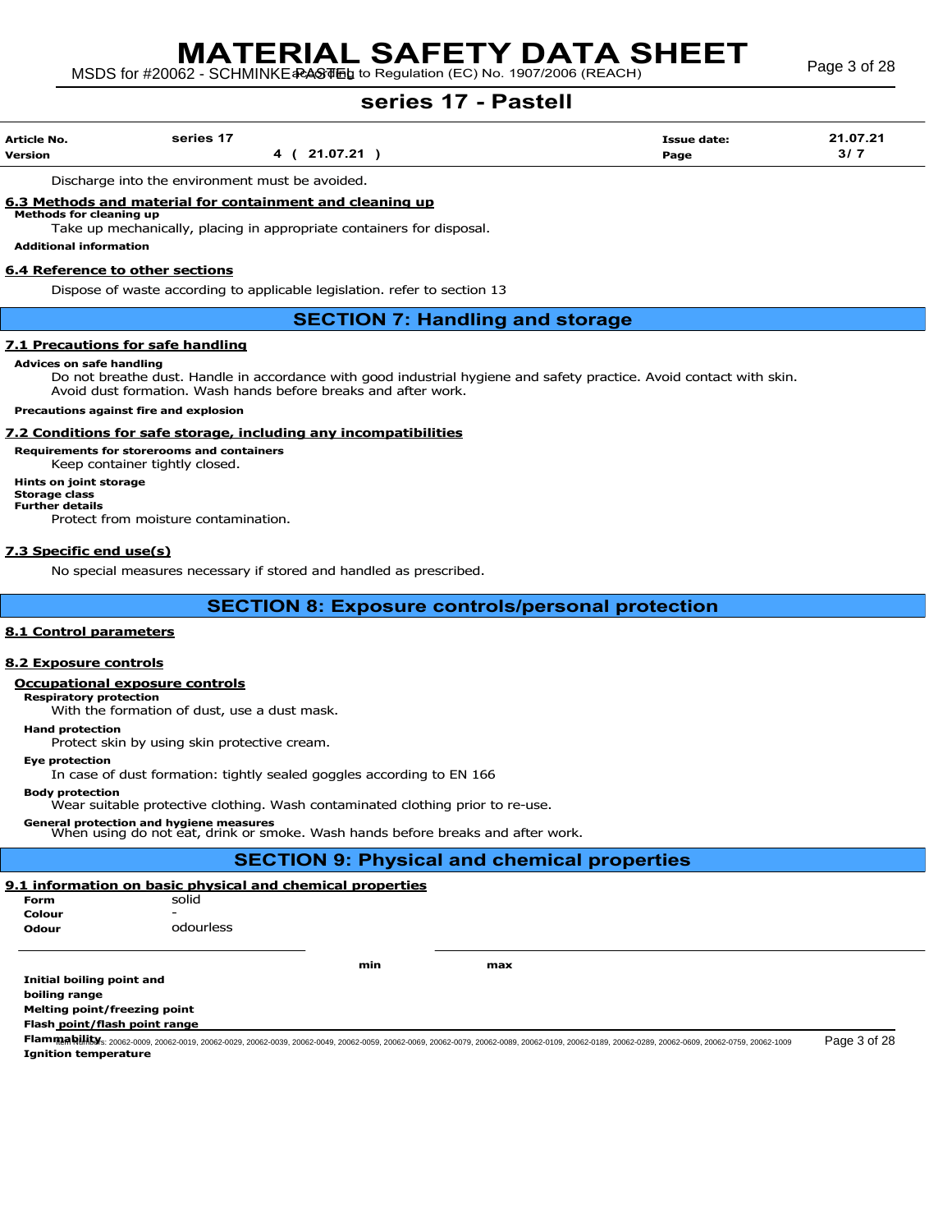Discharge into the environment must be avoided.

### 6.3 Methods and material for containment and cleaning up

**Methods for cleaning up**

Take up mechanically, placing in appropriate containers for disposal.

**Additional information**

### 6.4 Reference to other sections

Dispose of waste according to applicable legislation. refer to section 13

## SECTION 7: Handling and storage

### 7.1 Precautions for safe handling

**Advices on safe handling**

Do not breathe dust. Handle in accordance with good industrial hygiene and safety practice. Avoid contact with skin. Avoid dust formation. Wash hands before breaks and after work.

**Precautions against fire and explosion**

### 7.2 Conditions for safe storage, including any incompatibilities

**Requirements for storerooms and containers**

Keep container tightly closed.

**Hints on joint storage**

**Storage class**

**Further details**

Protect from moisture contamination.

### 7.3 Specific end use(s)

No special measures necessary if stored and handled as prescribed.

## SECTION 8: Exposure controls/personal protection

### 8.1 Control parameters

### 8.2 Exposure controls

#### Occupational exposure controls

**Respiratory protection**

With the formation of dust, use a dust mask.

**Hand protection**

Protect skin by using skin protective cream.

**Eye protection**

In case of dust formation: tightly sealed goggles according to EN 166

**Body protection**

Wear suitable protective clothing. Wash contaminated clothing prior to re-use.

**General protection and hygiene measures**

When using do not eat, drink or smoke. Wash hands before breaks and after work.

## SECTION 9: Physical and chemical properties

### 9.1 information on basic physical and chemical properties

| | |
|---|---|
| **Form** | solid |
| **Colour** | - |
| **Odour** | odourless |

| | min | max |
|---|---|---|
| **Initial boiling point and boiling range** | | |
| **Melting point/freezing point** | | |
| **Flash point/flash point range** | | |
| **Flammability** | | |
| **Ignition temperature** | | |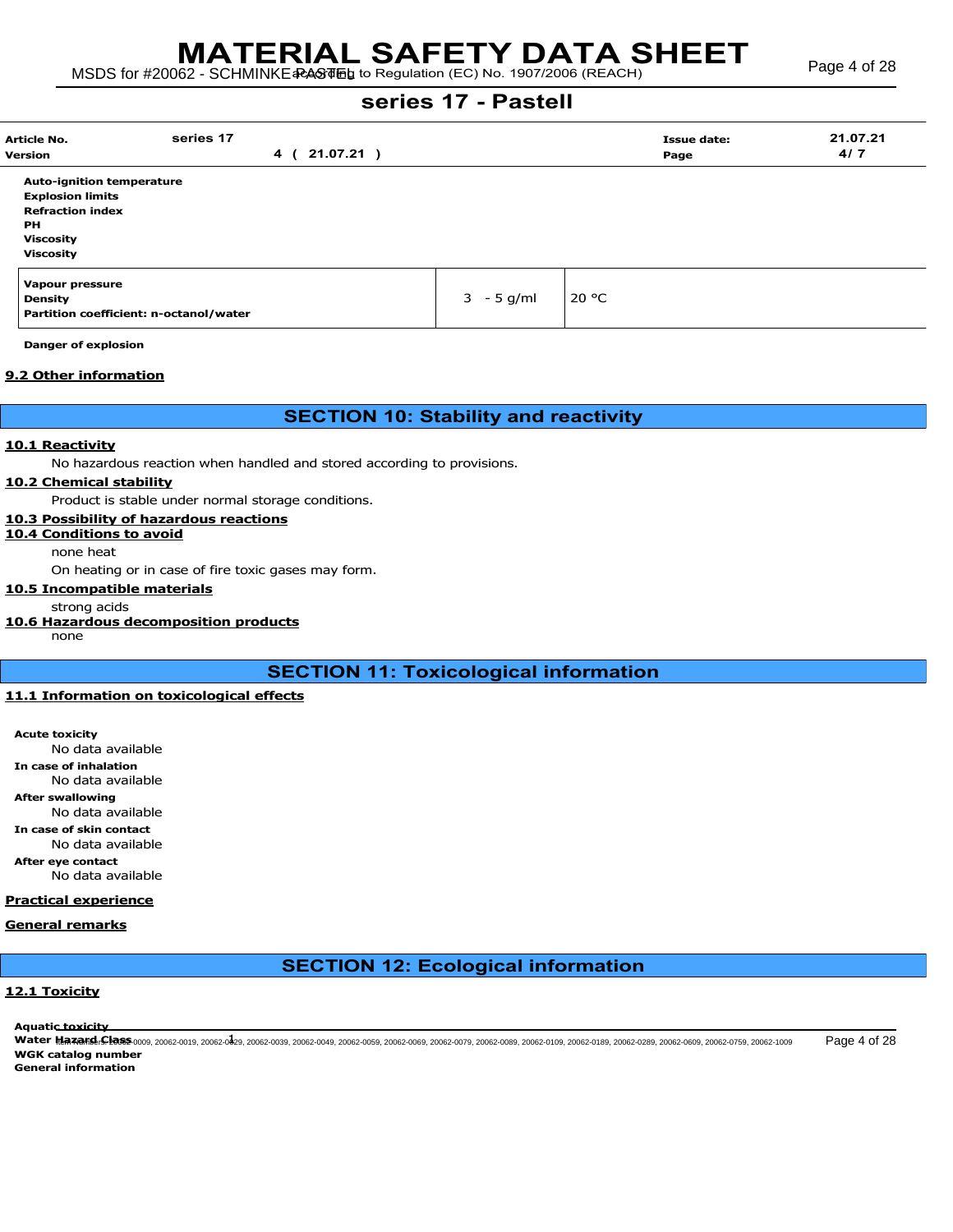# series 17 - Pastell

| Article No. | series 17 | Issue date: | 21.07.21 |
|---|---|---|---|
| Version | 4 ( 21.07.21 ) | Page | 4/ 7 |

**Auto-ignition temperature**
**Explosion limits**
**Refraction index**
**PH**
**Viscosity**
**Viscosity**

| | | |
|---|---|---|
| **Vapour pressure** | | |
| **Density** | 3 - 5 g/ml | 20 °C |
| **Partition coefficient: n-octanol/water** | | |

**Danger of explosion**

### 9.2 Other information

## SECTION 10: Stability and reactivity

### 10.1 Reactivity

No hazardous reaction when handled and stored according to provisions.

### 10.2 Chemical stability

Product is stable under normal storage conditions.

### 10.3 Possibility of hazardous reactions

### 10.4 Conditions to avoid

none heat

On heating or in case of fire toxic gases may form.

### 10.5 Incompatible materials

strong acids

### 10.6 Hazardous decomposition products

none

## SECTION 11: Toxicological information

### 11.1 Information on toxicological effects

**Acute toxicity**
No data available

**In case of inhalation**
No data available

**After swallowing**
No data available

**In case of skin contact**
No data available

**After eye contact**
No data available

### Practical experience

### General remarks

## SECTION 12: Ecological information

### 12.1 Toxicity

**Aquatic toxicity**
**Water Hazard Class**
**WGK catalog number**
**General information**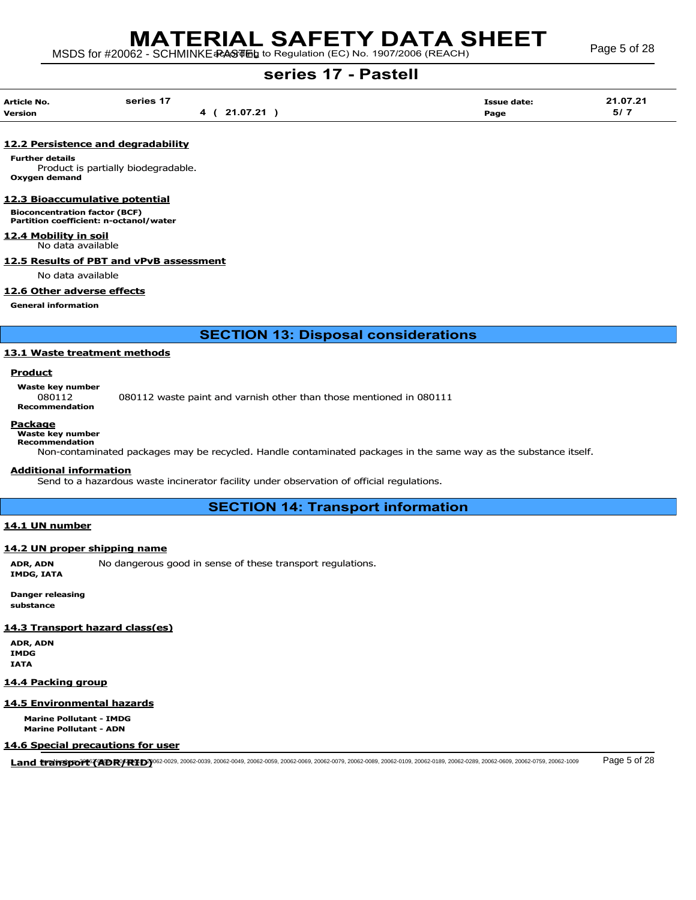#### 12.2 Persistence and degradability

**Further details**

Product is partially biodegradable.

**Oxygen demand**

#### 12.3 Bioaccumulative potential

**Bioconcentration factor (BCF)**
**Partition coefficient: n-octanol/water**

#### 12.4 Mobility in soil

No data available

#### 12.5 Results of PBT and vPvB assessment

No data available

#### 12.6 Other adverse effects

**General information**

## SECTION 13: Disposal considerations

#### 13.1 Waste treatment methods

**Product**

**Waste key number**

080112 — 080112 waste paint and varnish other than those mentioned in 080111

**Recommendation**

**Package**

**Waste key number**

**Recommendation**

Non-contaminated packages may be recycled. Handle contaminated packages in the same way as the substance itself.

**Additional information**

Send to a hazardous waste incinerator facility under observation of official regulations.

## SECTION 14: Transport information

#### 14.1 UN number

#### 14.2 UN proper shipping name

**ADR, ADN**
**IMDG, IATA**

No dangerous good in sense of these transport regulations.

**Danger releasing substance**

#### 14.3 Transport hazard class(es)

**ADR, ADN**
**IMDG**
**IATA**

#### 14.4 Packing group

#### 14.5 Environmental hazards

**Marine Pollutant - IMDG**
**Marine Pollutant - ADN**

#### 14.6 Special precautions for user

**Land transport (ADR/RID)**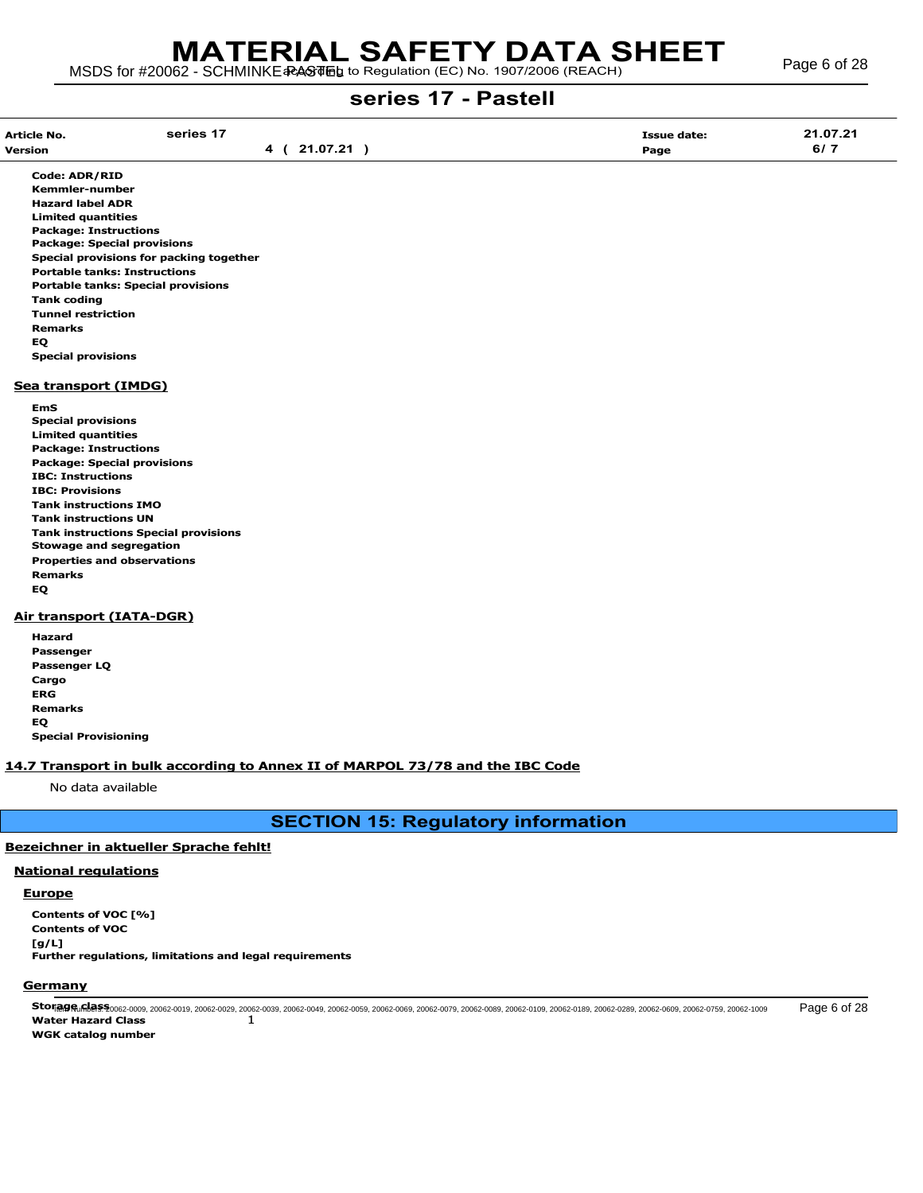**Code: ADR/RID**
**Kemmler-number**
**Hazard label ADR**
**Limited quantities**
**Package: Instructions**
**Package: Special provisions**
**Special provisions for packing together**
**Portable tanks: Instructions**
**Portable tanks: Special provisions**
**Tank coding**
**Tunnel restriction**
**Remarks**
**EQ**
**Special provisions**

### Sea transport (IMDG)

**EmS**
**Special provisions**
**Limited quantities**
**Package: Instructions**
**Package: Special provisions**
**IBC: Instructions**
**IBC: Provisions**
**Tank instructions IMO**
**Tank instructions UN**
**Tank instructions Special provisions**
**Stowage and segregation**
**Properties and observations**
**Remarks**
**EQ**

### Air transport (IATA-DGR)

**Hazard**
**Passenger**
**Passenger LQ**
**Cargo**
**ERG**
**Remarks**
**EQ**
**Special Provisioning**

### 14.7 Transport in bulk according to Annex II of MARPOL 73/78 and the IBC Code

No data available

## SECTION 15: Regulatory information

### Bezeichner in aktueller Sprache fehlt!

### National regulations

#### Europe

**Contents of VOC [%]**
**Contents of VOC [g/L]**
**Further regulations, limitations and legal requirements**

#### Germany

**Storage class**
**Water Hazard Class** 1
**WGK catalog number**

Item numbers: 20062-0009, 20062-0019, 20062-0029, 20062-0039, 20062-0049, 20062-0059, 20062-0069, 20062-0079, 20062-0089, 20062-0109, 20062-0189, 20062-0289, 20062-0609, 20062-0759, 20062-1009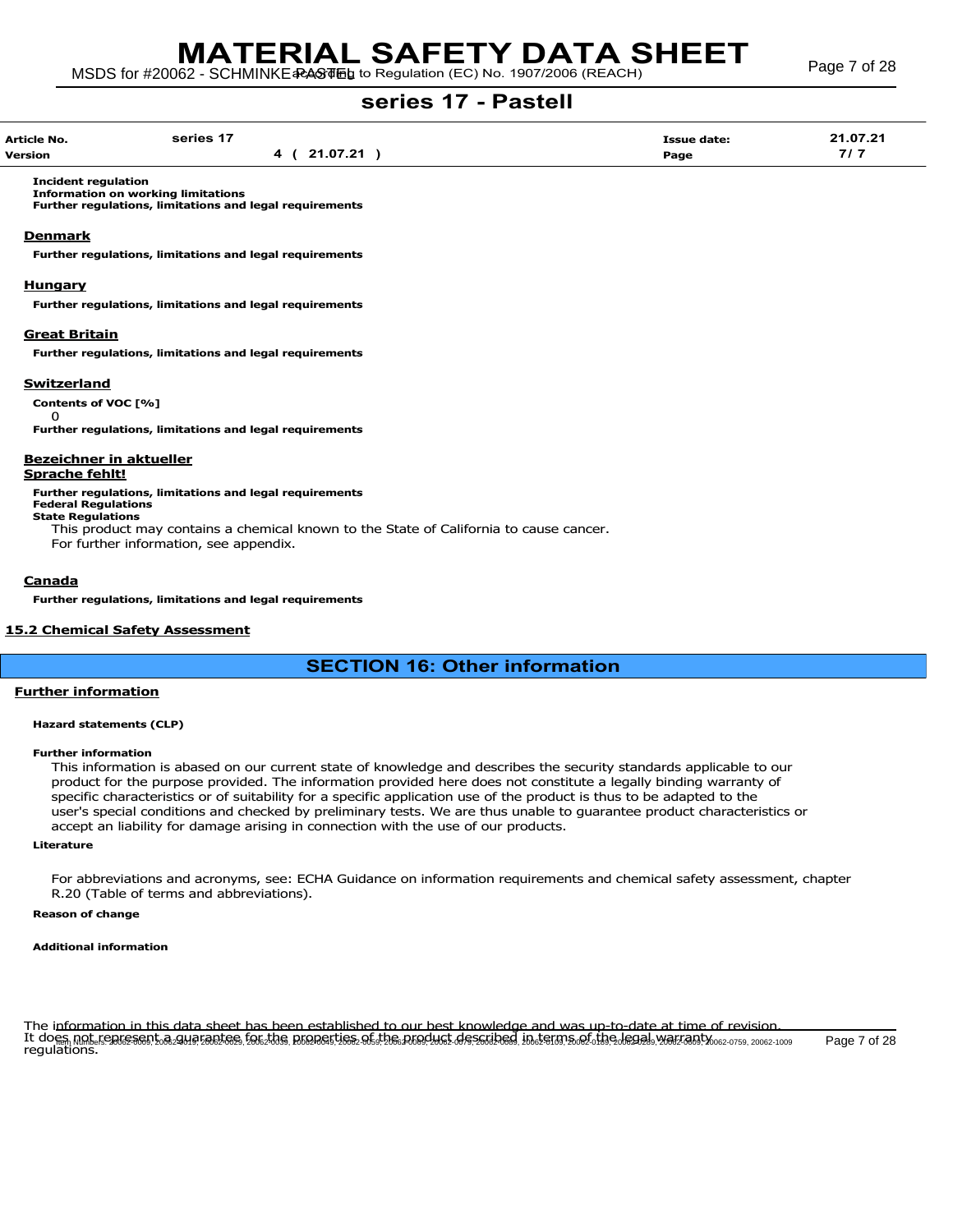**Incident regulation**
**Information on working limitations**
**Further regulations, limitations and legal requirements**

## Denmark

**Further regulations, limitations and legal requirements**

## Hungary

**Further regulations, limitations and legal requirements**

## Great Britain

**Further regulations, limitations and legal requirements**

## Switzerland

**Contents of VOC [%]**

0

**Further regulations, limitations and legal requirements**

## Bezeichner in aktueller Sprache fehlt!

**Further regulations, limitations and legal requirements**
**Federal Regulations**
**State Regulations**

This product may contains a chemical known to the State of California to cause cancer.
For further information, see appendix.

## Canada

**Further regulations, limitations and legal requirements**

## 15.2 Chemical Safety Assessment

# SECTION 16: Other information

## Further information

**Hazard statements (CLP)**

**Further information**

This information is abased on our current state of knowledge and describes the security standards applicable to our product for the purpose provided. The information provided here does not constitute a legally binding warranty of specific characteristics or of suitability for a specific application use of the product is thus to be adapted to the user's special conditions and checked by preliminary tests. We are thus unable to guarantee product characteristics or accept an liability for damage arising in connection with the use of our products.

**Literature**

For abbreviations and acronyms, see: ECHA Guidance on information requirements and chemical safety assessment, chapter R.20 (Table of terms and abbreviations).

**Reason of change**

**Additional information**

The information in this data sheet has been established to our best knowledge and was up-to-date at time of revision. It does not represent a guarantee for the properties of the product described in terms of the legal warranty regulations.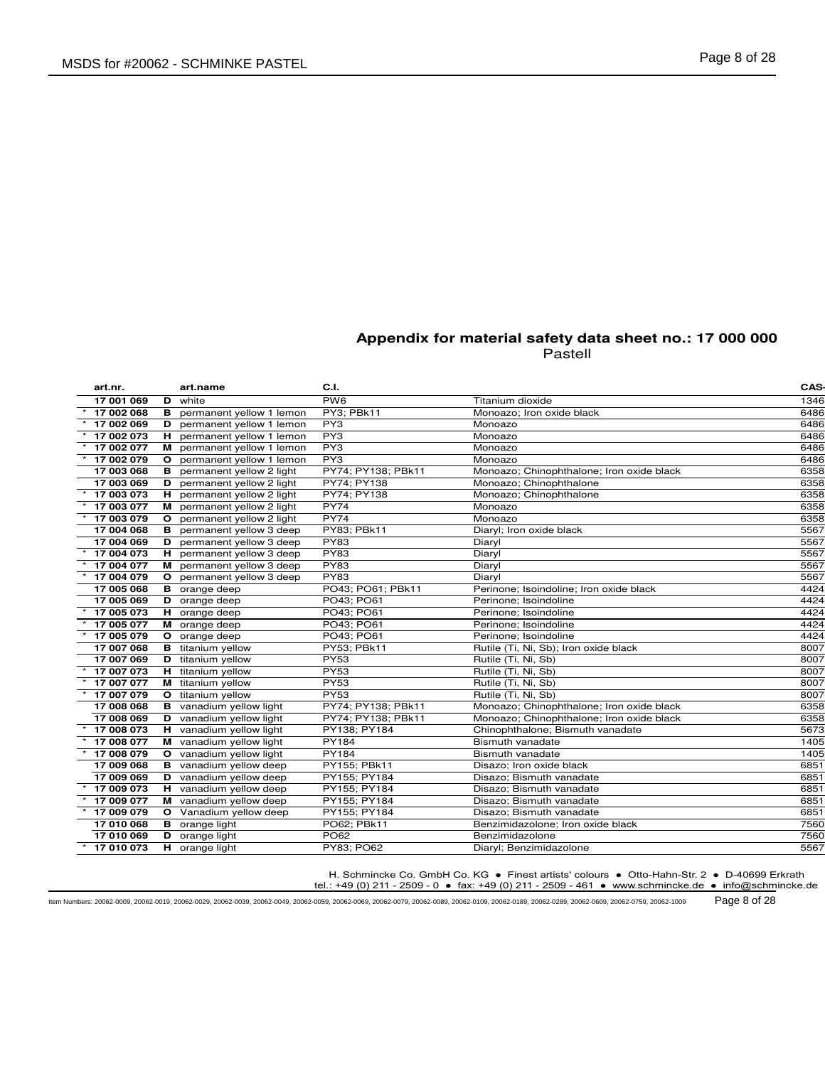## Appendix for material safety data sheet no.: 17 000 000

Pastell

| | art.nr. | | art.name | C.I. | | CAS- |
|---|---|---|---|---|---|---|
| | **17 001 069** | **D** | white | PW6 | Titanium dioxide | 1346 |
| * | **17 002 068** | **B** | permanent yellow 1 lemon | PY3; PBk11 | Monoazo; Iron oxide black | 6486 |
| * | **17 002 069** | **D** | permanent yellow 1 lemon | PY3 | Monoazo | 6486 |
| * | **17 002 073** | **H** | permanent yellow 1 lemon | PY3 | Monoazo | 6486 |
| * | **17 002 077** | **M** | permanent yellow 1 lemon | PY3 | Monoazo | 6486 |
| * | **17 002 079** | **O** | permanent yellow 1 lemon | PY3 | Monoazo | 6486 |
| | **17 003 068** | **B** | permanent yellow 2 light | PY74; PY138; PBk11 | Monoazo; Chinophthalone; Iron oxide black | 6358 |
| | **17 003 069** | **D** | permanent yellow 2 light | PY74; PY138 | Monoazo; Chinophthalone | 6358 |
| * | **17 003 073** | **H** | permanent yellow 2 light | PY74; PY138 | Monoazo; Chinophthalone | 6358 |
| * | **17 003 077** | **M** | permanent yellow 2 light | PY74 | Monoazo | 6358 |
| * | **17 003 079** | **O** | permanent yellow 2 light | PY74 | Monoazo | 6358 |
| | **17 004 068** | **B** | permanent yellow 3 deep | PY83; PBk11 | Diaryl; Iron oxide black | 5567 |
| | **17 004 069** | **D** | permanent yellow 3 deep | PY83 | Diaryl | 5567 |
| * | **17 004 073** | **H** | permanent yellow 3 deep | PY83 | Diaryl | 5567 |
| * | **17 004 077** | **M** | permanent yellow 3 deep | PY83 | Diaryl | 5567 |
| * | **17 004 079** | **O** | permanent yellow 3 deep | PY83 | Diaryl | 5567 |
| | **17 005 068** | **B** | orange deep | PO43; PO61; PBk11 | Perinone; Isoindoline; Iron oxide black | 4424 |
| | **17 005 069** | **D** | orange deep | PO43; PO61 | Perinone; Isoindoline | 4424 |
| * | **17 005 073** | **H** | orange deep | PO43; PO61 | Perinone; Isoindoline | 4424 |
| * | **17 005 077** | **M** | orange deep | PO43; PO61 | Perinone; Isoindoline | 4424 |
| * | **17 005 079** | **O** | orange deep | PO43; PO61 | Perinone; Isoindoline | 4424 |
| | **17 007 068** | **B** | titanium yellow | PY53; PBk11 | Rutile (Ti, Ni, Sb); Iron oxide black | 8007 |
| | **17 007 069** | **D** | titanium yellow | PY53 | Rutile (Ti, Ni, Sb) | 8007 |
| * | **17 007 073** | **H** | titanium yellow | PY53 | Rutile (Ti, Ni, Sb) | 8007 |
| * | **17 007 077** | **M** | titanium yellow | PY53 | Rutile (Ti, Ni, Sb) | 8007 |
| * | **17 007 079** | **O** | titanium yellow | PY53 | Rutile (Ti, Ni, Sb) | 8007 |
| | **17 008 068** | **B** | vanadium yellow light | PY74; PY138; PBk11 | Monoazo; Chinophthalone; Iron oxide black | 6358 |
| | **17 008 069** | **D** | vanadium yellow light | PY74; PY138; PBk11 | Monoazo; Chinophthalone; Iron oxide black | 6358 |
| * | **17 008 073** | **H** | vanadium yellow light | PY138; PY184 | Chinophthalone; Bismuth vanadate | 5673 |
| * | **17 008 077** | **M** | vanadium yellow light | PY184 | Bismuth vanadate | 1405 |
| * | **17 008 079** | **O** | vanadium yellow light | PY184 | Bismuth vanadate | 1405 |
| | **17 009 068** | **B** | vanadium yellow deep | PY155; PBk11 | Disazo; Iron oxide black | 6851 |
| | **17 009 069** | **D** | vanadium yellow deep | PY155; PY184 | Disazo; Bismuth vanadate | 6851 |
| * | **17 009 073** | **H** | vanadium yellow deep | PY155; PY184 | Disazo; Bismuth vanadate | 6851 |
| * | **17 009 077** | **M** | vanadium yellow deep | PY155; PY184 | Disazo; Bismuth vanadate | 6851 |
| * | **17 009 079** | **O** | Vanadium yellow deep | PY155; PY184 | Disazo; Bismuth vanadate | 6851 |
| | **17 010 068** | **B** | orange light | PO62; PBk11 | Benzimidazolone; Iron oxide black | 7560 |
| | **17 010 069** | **D** | orange light | PO62 | Benzimidazolone | 7560 |
| * | **17 010 073** | **H** | orange light | PY83; PO62 | Diaryl; Benzimidazolone | 5567 |

H. Schmincke Co. GmbH Co. KG ● Finest artists' colours ● Otto-Hahn-Str. 2 ● D-40699 Erkrath
tel.: +49 (0) 211 - 2509 - 0 ● fax: +49 (0) 211 - 2509 - 461 ● www.schmincke.de ● info@schmincke.de

Item Numbers: 20062-0009, 20062-0019, 20062-0029, 20062-0039, 20062-0049, 20062-0059, 20062-0069, 20062-0079, 20062-0089, 20062-0109, 20062-0189, 20062-0289, 20062-0609, 20062-0759, 20062-1009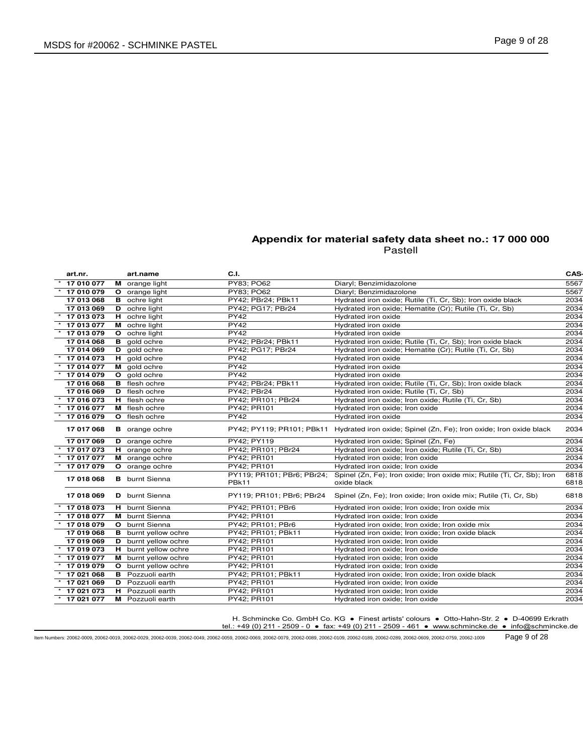## Appendix for material safety data sheet no.: 17 000 000

Pastell

| | art.nr. | | art.name | C.I. | | CAS- |
|---|---|---|---|---|---|---|
| * | 17 010 077 | M | orange light | PY83; PO62 | Diaryl; Benzimidazolone | 5567 |
| * | 17 010 079 | O | orange light | PY83; PO62 | Diaryl; Benzimidazolone | 5567 |
| | 17 013 068 | B | ochre light | PY42; PBr24; PBk11 | Hydrated iron oxide; Rutile (Ti, Cr, Sb); Iron oxide black | 2034 |
| | 17 013 069 | D | ochre light | PY42; PG17; PBr24 | Hydrated iron oxide; Hematite (Cr); Rutile (Ti, Cr, Sb) | 2034 |
| * | 17 013 073 | H | ochre light | PY42 | Hydrated iron oxide | 2034 |
| * | 17 013 077 | M | ochre light | PY42 | Hydrated iron oxide | 2034 |
| * | 17 013 079 | O | ochre light | PY42 | Hydrated iron oxide | 2034 |
| | 17 014 068 | B | gold ochre | PY42; PBr24; PBk11 | Hydrated iron oxide; Rutile (Ti, Cr, Sb); Iron oxide black | 2034 |
| | 17 014 069 | D | gold ochre | PY42; PG17; PBr24 | Hydrated iron oxide; Hematite (Cr); Rutile (Ti, Cr, Sb) | 2034 |
| * | 17 014 073 | H | gold ochre | PY42 | Hydrated iron oxide | 2034 |
| * | 17 014 077 | M | gold ochre | PY42 | Hydrated iron oxide | 2034 |
| * | 17 014 079 | O | gold ochre | PY42 | Hydrated iron oxide | 2034 |
| | 17 016 068 | B | flesh ochre | PY42; PBr24; PBk11 | Hydrated iron oxide; Rutile (Ti, Cr, Sb); Iron oxide black | 2034 |
| | 17 016 069 | D | flesh ochre | PY42; PBr24 | Hydrated iron oxide; Rutile (Ti, Cr, Sb) | 2034 |
| * | 17 016 073 | H | flesh ochre | PY42; PR101; PBr24 | Hydrated iron oxide; Iron oxide; Rutile (Ti, Cr, Sb) | 2034 |
| * | 17 016 077 | M | flesh ochre | PY42; PR101 | Hydrated iron oxide; Iron oxide | 2034 |
| * | 17 016 079 | O | flesh ochre | PY42 | Hydrated iron oxide | 2034 |
| | 17 017 068 | B | orange ochre | PY42; PY119; PR101; PBk11 | Hydrated iron oxide; Spinel (Zn, Fe); Iron oxide; Iron oxide black | 2034 |
| | 17 017 069 | D | orange ochre | PY42; PY119 | Hydrated iron oxide; Spinel (Zn, Fe) | 2034 |
| * | 17 017 073 | H | orange ochre | PY42; PR101; PBr24 | Hydrated iron oxide; Iron oxide; Rutile (Ti, Cr, Sb) | 2034 |
| * | 17 017 077 | M | orange ochre | PY42; PR101 | Hydrated iron oxide; Iron oxide | 2034 |
| * | 17 017 079 | O | orange ochre | PY42; PR101 | Hydrated iron oxide; Iron oxide | 2034 |
| | 17 018 068 | B | burnt Sienna | PY119; PR101; PBr6; PBr24; PBk11 | Spinel (Zn, Fe); Iron oxide; Iron oxide mix; Rutile (Ti, Cr, Sb); Iron oxide black | 6818 6818 |
| | 17 018 069 | D | burnt Sienna | PY119; PR101; PBr6; PBr24 | Spinel (Zn, Fe); Iron oxide; Iron oxide mix; Rutile (Ti, Cr, Sb) | 6818 |
| * | 17 018 073 | H | burnt Sienna | PY42; PR101; PBr6 | Hydrated iron oxide; Iron oxide; Iron oxide mix | 2034 |
| * | 17 018 077 | M | burnt Sienna | PY42; PR101 | Hydrated iron oxide; Iron oxide | 2034 |
| * | 17 018 079 | O | burnt Sienna | PY42; PR101; PBr6 | Hydrated iron oxide; Iron oxide; Iron oxide mix | 2034 |
| | 17 019 068 | B | burnt yellow ochre | PY42; PR101; PBk11 | Hydrated iron oxide; Iron oxide; Iron oxide black | 2034 |
| | 17 019 069 | D | burnt yellow ochre | PY42; PR101 | Hydrated iron oxide; Iron oxide | 2034 |
| * | 17 019 073 | H | burnt yellow ochre | PY42; PR101 | Hydrated iron oxide; Iron oxide | 2034 |
| * | 17 019 077 | M | burnt yellow ochre | PY42; PR101 | Hydrated iron oxide; Iron oxide | 2034 |
| * | 17 019 079 | O | burnt yellow ochre | PY42; PR101 | Hydrated iron oxide; Iron oxide | 2034 |
| * | 17 021 068 | B | Pozzuoli earth | PY42; PR101; PBk11 | Hydrated iron oxide; Iron oxide; Iron oxide black | 2034 |
| * | 17 021 069 | D | Pozzuoli earth | PY42; PR101 | Hydrated iron oxide; Iron oxide | 2034 |
| * | 17 021 073 | H | Pozzuoli earth | PY42; PR101 | Hydrated iron oxide; Iron oxide | 2034 |
| * | 17 021 077 | M | Pozzuoli earth | PY42; PR101 | Hydrated iron oxide; Iron oxide | 2034 |

H. Schmincke Co. GmbH Co. KG ● Finest artists' colours ● Otto-Hahn-Str. 2 ● D-40699 Erkrath
tel.: +49 (0) 211 - 2509 - 0 ● fax: +49 (0) 211 - 2509 - 461 ● www.schmincke.de ● info@schmincke.de

Item Numbers: 20062-0009, 20062-0019, 20062-0029, 20062-0039, 20062-0049, 20062-0059, 20062-0069, 20062-0079, 20062-0089, 20062-0109, 20062-0189, 20062-0289, 20062-0609, 20062-0759, 20062-1009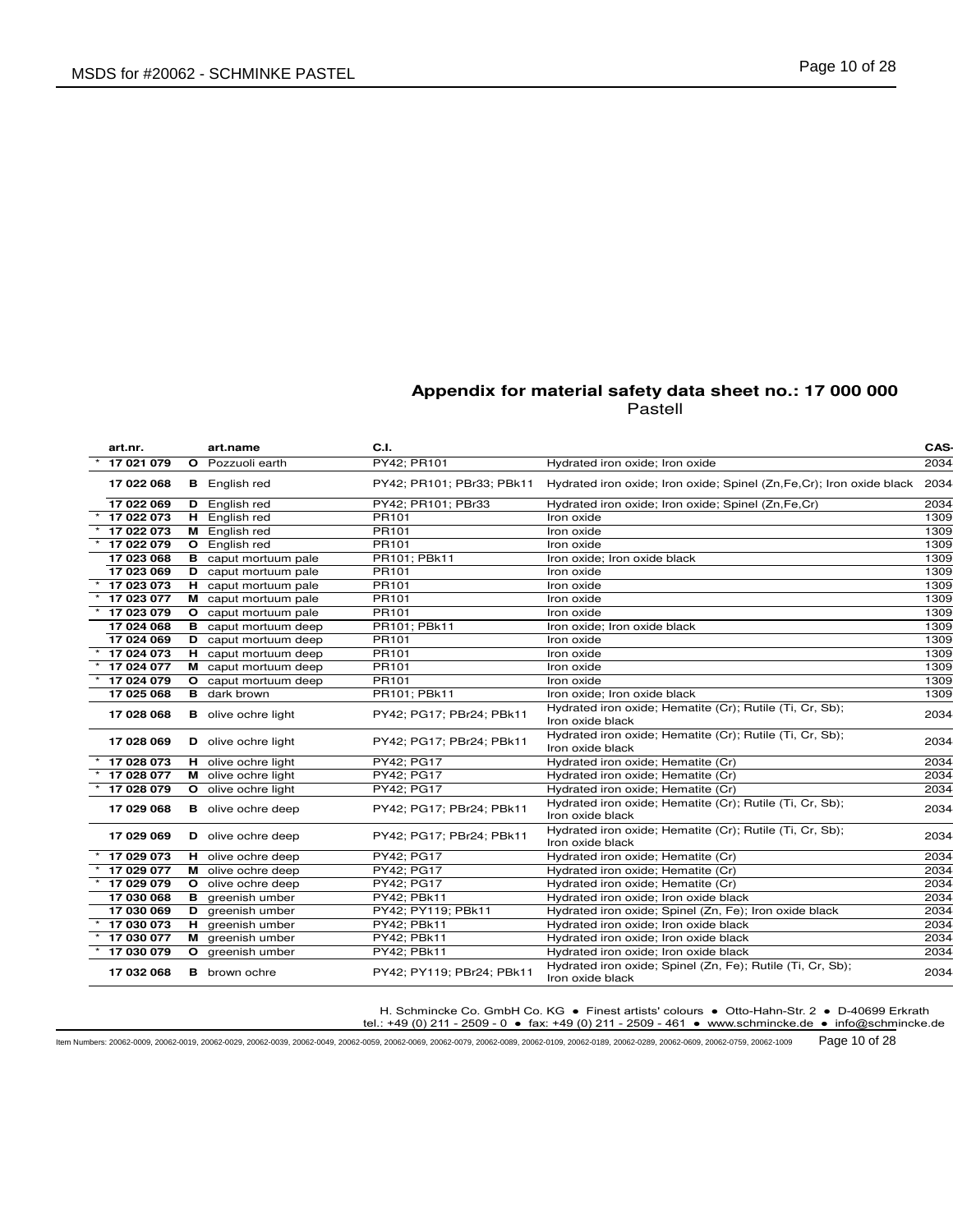## Appendix for material safety data sheet no.: 17 000 000

Pastell

| | art.nr. | | art.name | C.I. | | CAS- |
|---|---|---|---|---|---|---|
| * | 17 021 079 | O | Pozzuoli earth | PY42; PR101 | Hydrated iron oxide; Iron oxide | 2034 |
| | 17 022 068 | B | English red | PY42; PR101; PBr33; PBk11 | Hydrated iron oxide; Iron oxide; Spinel (Zn,Fe,Cr); Iron oxide black | 2034 |
| | 17 022 069 | D | English red | PY42; PR101; PBr33 | Hydrated iron oxide; Iron oxide; Spinel (Zn,Fe,Cr) | 2034 |
| * | 17 022 073 | H | English red | PR101 | Iron oxide | 1309 |
| * | 17 022 073 | M | English red | PR101 | Iron oxide | 1309 |
| * | 17 022 079 | O | English red | PR101 | Iron oxide | 1309 |
| | 17 023 068 | B | caput mortuum pale | PR101; PBk11 | Iron oxide; Iron oxide black | 1309 |
| | 17 023 069 | D | caput mortuum pale | PR101 | Iron oxide | 1309 |
| * | 17 023 073 | H | caput mortuum pale | PR101 | Iron oxide | 1309 |
| * | 17 023 077 | M | caput mortuum pale | PR101 | Iron oxide | 1309 |
| * | 17 023 079 | O | caput mortuum pale | PR101 | Iron oxide | 1309 |
| | 17 024 068 | B | caput mortuum deep | PR101; PBk11 | Iron oxide; Iron oxide black | 1309 |
| | 17 024 069 | D | caput mortuum deep | PR101 | Iron oxide | 1309 |
| * | 17 024 073 | H | caput mortuum deep | PR101 | Iron oxide | 1309 |
| * | 17 024 077 | M | caput mortuum deep | PR101 | Iron oxide | 1309 |
| * | 17 024 079 | O | caput mortuum deep | PR101 | Iron oxide | 1309 |
| | 17 025 068 | B | dark brown | PR101; PBk11 | Iron oxide; Iron oxide black | 1309 |
| | 17 028 068 | B | olive ochre light | PY42; PG17; PBr24; PBk11 | Hydrated iron oxide; Hematite (Cr); Rutile (Ti, Cr, Sb); Iron oxide black | 2034 |
| | 17 028 069 | D | olive ochre light | PY42; PG17; PBr24; PBk11 | Hydrated iron oxide; Hematite (Cr); Rutile (Ti, Cr, Sb); Iron oxide black | 2034 |
| * | 17 028 073 | H | olive ochre light | PY42; PG17 | Hydrated iron oxide; Hematite (Cr) | 2034 |
| * | 17 028 077 | M | olive ochre light | PY42; PG17 | Hydrated iron oxide; Hematite (Cr) | 2034 |
| * | 17 028 079 | O | olive ochre light | PY42; PG17 | Hydrated iron oxide; Hematite (Cr) | 2034 |
| | 17 029 068 | B | olive ochre deep | PY42; PG17; PBr24; PBk11 | Hydrated iron oxide; Hematite (Cr); Rutile (Ti, Cr, Sb); Iron oxide black | 2034 |
| | 17 029 069 | D | olive ochre deep | PY42; PG17; PBr24; PBk11 | Hydrated iron oxide; Hematite (Cr); Rutile (Ti, Cr, Sb); Iron oxide black | 2034 |
| * | 17 029 073 | H | olive ochre deep | PY42; PG17 | Hydrated iron oxide; Hematite (Cr) | 2034 |
| * | 17 029 077 | M | olive ochre deep | PY42; PG17 | Hydrated iron oxide; Hematite (Cr) | 2034 |
| * | 17 029 079 | O | olive ochre deep | PY42; PG17 | Hydrated iron oxide; Hematite (Cr) | 2034 |
| | 17 030 068 | B | greenish umber | PY42; PBk11 | Hydrated iron oxide; Iron oxide black | 2034 |
| | 17 030 069 | D | greenish umber | PY42; PY119; PBk11 | Hydrated iron oxide; Spinel (Zn, Fe); Iron oxide black | 2034 |
| * | 17 030 073 | H | greenish umber | PY42; PBk11 | Hydrated iron oxide; Iron oxide black | 2034 |
| * | 17 030 077 | M | greenish umber | PY42; PBk11 | Hydrated iron oxide; Iron oxide black | 2034 |
| * | 17 030 079 | O | greenish umber | PY42; PBk11 | Hydrated iron oxide; Iron oxide black | 2034 |
| | 17 032 068 | B | brown ochre | PY42; PY119; PBr24; PBk11 | Hydrated iron oxide; Spinel (Zn, Fe); Rutile (Ti, Cr, Sb); Iron oxide black | 2034 |

H. Schmincke Co. GmbH Co. KG ● Finest artists' colours ● Otto-Hahn-Str. 2 ● D-40699 Erkrath
tel.: +49 (0) 211 - 2509 - 0 ● fax: +49 (0) 211 - 2509 - 461 ● www.schmincke.de ● info@schmincke.de

Item Numbers: 20062-0009, 20062-0019, 20062-0029, 20062-0039, 20062-0049, 20062-0059, 20062-0069, 20062-0079, 20062-0089, 20062-0109, 20062-0189, 20062-0289, 20062-0609, 20062-0759, 20062-1009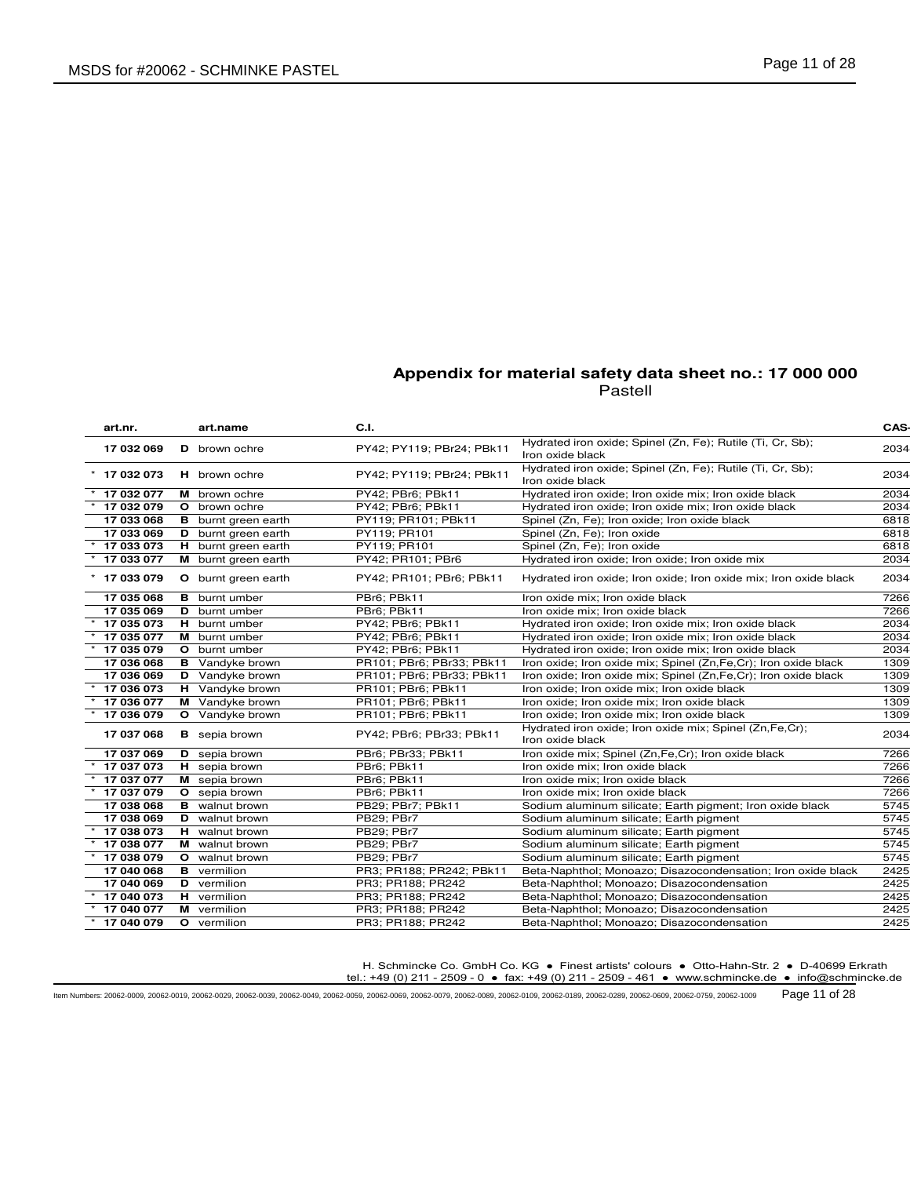## Appendix for material safety data sheet no.: 17 000 000

Pastell

| | art.nr. | | art.name | C.I. | | CAS- |
|---|---|---|---|---|---|---|
| | 17 032 069 | D | brown ochre | PY42; PY119; PBr24; PBk11 | Hydrated iron oxide; Spinel (Zn, Fe); Rutile (Ti, Cr, Sb); Iron oxide black | 2034 |
| * | 17 032 073 | H | brown ochre | PY42; PY119; PBr24; PBk11 | Hydrated iron oxide; Spinel (Zn, Fe); Rutile (Ti, Cr, Sb); Iron oxide black | 2034 |
| * | 17 032 077 | M | brown ochre | PY42; PBr6; PBk11 | Hydrated iron oxide; Iron oxide mix; Iron oxide black | 2034 |
| * | 17 032 079 | O | brown ochre | PY42; PBr6; PBk11 | Hydrated iron oxide; Iron oxide mix; Iron oxide black | 2034 |
| | 17 033 068 | B | burnt green earth | PY119; PR101; PBk11 | Spinel (Zn, Fe); Iron oxide; Iron oxide black | 6818 |
| | 17 033 069 | D | burnt green earth | PY119; PR101 | Spinel (Zn, Fe); Iron oxide | 6818 |
| * | 17 033 073 | H | burnt green earth | PY119; PR101 | Spinel (Zn, Fe); Iron oxide | 6818 |
| * | 17 033 077 | M | burnt green earth | PY42; PR101; PBr6 | Hydrated iron oxide; Iron oxide; Iron oxide mix | 2034 |
| * | 17 033 079 | O | burnt green earth | PY42; PR101; PBr6; PBk11 | Hydrated iron oxide; Iron oxide; Iron oxide mix; Iron oxide black | 2034 |
| | 17 035 068 | B | burnt umber | PBr6; PBk11 | Iron oxide mix; Iron oxide black | 7266 |
| | 17 035 069 | D | burnt umber | PBr6; PBk11 | Iron oxide mix; Iron oxide black | 7266 |
| * | 17 035 073 | H | burnt umber | PY42; PBr6; PBk11 | Hydrated iron oxide; Iron oxide mix; Iron oxide black | 2034 |
| * | 17 035 077 | M | burnt umber | PY42; PBr6; PBk11 | Hydrated iron oxide; Iron oxide mix; Iron oxide black | 2034 |
| * | 17 035 079 | O | burnt umber | PY42; PBr6; PBk11 | Hydrated iron oxide; Iron oxide mix; Iron oxide black | 2034 |
| | 17 036 068 | B | Vandyke brown | PR101; PBr6; PBr33; PBk11 | Iron oxide; Iron oxide mix; Spinel (Zn,Fe,Cr); Iron oxide black | 1309 |
| | 17 036 069 | D | Vandyke brown | PR101; PBr6; PBr33; PBk11 | Iron oxide; Iron oxide mix; Spinel (Zn,Fe,Cr); Iron oxide black | 1309 |
| * | 17 036 073 | H | Vandyke brown | PR101; PBr6; PBk11 | Iron oxide; Iron oxide mix; Iron oxide black | 1309 |
| * | 17 036 077 | M | Vandyke brown | PR101; PBr6; PBk11 | Iron oxide; Iron oxide mix; Iron oxide black | 1309 |
| * | 17 036 079 | O | Vandyke brown | PR101; PBr6; PBk11 | Iron oxide; Iron oxide mix; Iron oxide black | 1309 |
| | 17 037 068 | B | sepia brown | PY42; PBr6; PBr33; PBk11 | Hydrated iron oxide; Iron oxide mix; Spinel (Zn,Fe,Cr); Iron oxide black | 2034 |
| | 17 037 069 | D | sepia brown | PBr6; PBr33; PBk11 | Iron oxide mix; Spinel (Zn,Fe,Cr); Iron oxide black | 7266 |
| * | 17 037 073 | H | sepia brown | PBr6; PBk11 | Iron oxide mix; Iron oxide black | 7266 |
| * | 17 037 077 | M | sepia brown | PBr6; PBk11 | Iron oxide mix; Iron oxide black | 7266 |
| * | 17 037 079 | O | sepia brown | PBr6; PBk11 | Iron oxide mix; Iron oxide black | 7266 |
| | 17 038 068 | B | walnut brown | PB29; PBr7; PBk11 | Sodium aluminum silicate; Earth pigment; Iron oxide black | 5745 |
| | 17 038 069 | D | walnut brown | PB29; PBr7 | Sodium aluminum silicate; Earth pigment | 5745 |
| * | 17 038 073 | H | walnut brown | PB29; PBr7 | Sodium aluminum silicate; Earth pigment | 5745 |
| * | 17 038 077 | M | walnut brown | PB29; PBr7 | Sodium aluminum silicate; Earth pigment | 5745 |
| * | 17 038 079 | O | walnut brown | PB29; PBr7 | Sodium aluminum silicate; Earth pigment | 5745 |
| | 17 040 068 | B | vermilion | PR3; PR188; PR242; PBk11 | Beta-Naphthol; Monoazo; Disazocondensation; Iron oxide black | 2425 |
| | 17 040 069 | D | vermilion | PR3; PR188; PR242 | Beta-Naphthol; Monoazo; Disazocondensation | 2425 |
| * | 17 040 073 | H | vermilion | PR3; PR188; PR242 | Beta-Naphthol; Monoazo; Disazocondensation | 2425 |
| * | 17 040 077 | M | vermilion | PR3; PR188; PR242 | Beta-Naphthol; Monoazo; Disazocondensation | 2425 |
| * | 17 040 079 | O | vermilion | PR3; PR188; PR242 | Beta-Naphthol; Monoazo; Disazocondensation | 2425 |

H. Schmincke Co. GmbH Co. KG ● Finest artists' colours ● Otto-Hahn-Str. 2 ● D-40699 Erkrath
tel.: +49 (0) 211 - 2509 - 0 ● fax: +49 (0) 211 - 2509 - 461 ● www.schmincke.de ● info@schmincke.de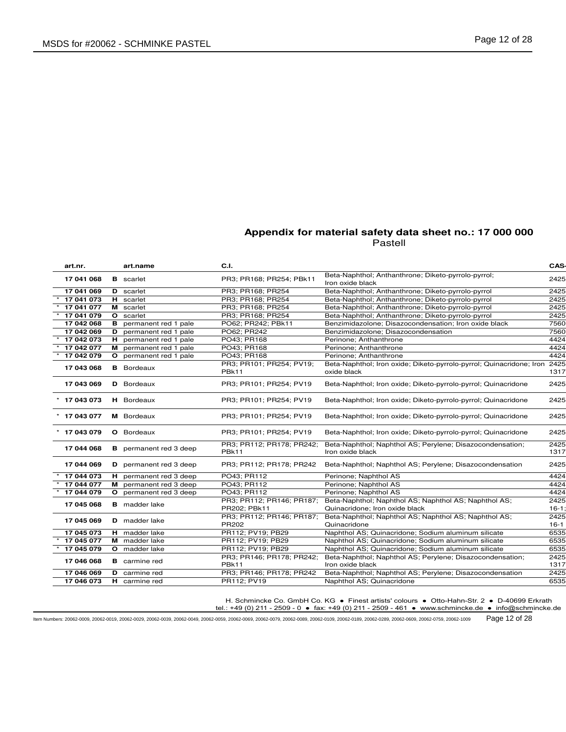## Appendix for material safety data sheet no.: 17 000 000
Pastell

| | art.nr. | | art.name | C.I. | | CAS- |
|---|---|---|---|---|---|---|
| | 17 041 068 | B | scarlet | PR3; PR168; PR254; PBk11 | Beta-Naphthol; Anthanthrone; Diketo-pyrrolo-pyrrol; Iron oxide black | 2425 |
| | 17 041 069 | D | scarlet | PR3; PR168; PR254 | Beta-Naphthol; Anthanthrone; Diketo-pyrrolo-pyrrol | 2425 |
| * | 17 041 073 | H | scarlet | PR3; PR168; PR254 | Beta-Naphthol; Anthanthrone; Diketo-pyrrolo-pyrrol | 2425 |
| * | 17 041 077 | M | scarlet | PR3; PR168; PR254 | Beta-Naphthol; Anthanthrone; Diketo-pyrrolo-pyrrol | 2425 |
| * | 17 041 079 | O | scarlet | PR3; PR168; PR254 | Beta-Naphthol; Anthanthrone; Diketo-pyrrolo-pyrrol | 2425 |
| | 17 042 068 | B | permanent red 1 pale | PO62; PR242; PBk11 | Benzimidazolone; Disazocondensation; Iron oxide black | 7560 |
| | 17 042 069 | D | permanent red 1 pale | PO62; PR242 | Benzimidazolone; Disazocondensation | 7560 |
| * | 17 042 073 | H | permanent red 1 pale | PO43; PR168 | Perinone; Anthanthrone | 4424 |
| * | 17 042 077 | M | permanent red 1 pale | PO43; PR168 | Perinone; Anthanthrone | 4424 |
| * | 17 042 079 | O | permanent red 1 pale | PO43; PR168 | Perinone; Anthanthrone | 4424 |
| | 17 043 068 | B | Bordeaux | PR3; PR101; PR254; PV19; PBk11 | Beta-Naphthol; Iron oxide; Diketo-pyrrolo-pyrrol; Quinacridone; Iron oxide black | 2425 1317 |
| | 17 043 069 | D | Bordeaux | PR3; PR101; PR254; PV19 | Beta-Naphthol; Iron oxide; Diketo-pyrrolo-pyrrol; Quinacridone | 2425 |
| * | 17 043 073 | H | Bordeaux | PR3; PR101; PR254; PV19 | Beta-Naphthol; Iron oxide; Diketo-pyrrolo-pyrrol; Quinacridone | 2425 |
| * | 17 043 077 | M | Bordeaux | PR3; PR101; PR254; PV19 | Beta-Naphthol; Iron oxide; Diketo-pyrrolo-pyrrol; Quinacridone | 2425 |
| * | 17 043 079 | O | Bordeaux | PR3; PR101; PR254; PV19 | Beta-Naphthol; Iron oxide; Diketo-pyrrolo-pyrrol; Quinacridone | 2425 |
| | 17 044 068 | B | permanent red 3 deep | PR3; PR112; PR178; PR242; PBk11 | Beta-Naphthol; Naphthol AS; Perylene; Disazocondensation; Iron oxide black | 2425 1317 |
| | 17 044 069 | D | permanent red 3 deep | PR3; PR112; PR178; PR242 | Beta-Naphthol; Naphthol AS; Perylene; Disazocondensation | 2425 |
| * | 17 044 073 | H | permanent red 3 deep | PO43; PR112 | Perinone; Naphthol AS | 4424 |
| * | 17 044 077 | M | permanent red 3 deep | PO43; PR112 | Perinone; Naphthol AS | 4424 |
| * | 17 044 079 | O | permanent red 3 deep | PO43; PR112 | Perinone; Naphthol AS | 4424 |
| | 17 045 068 | B | madder lake | PR3; PR112; PR146; PR187; PR202; PBk11 | Beta-Naphthol; Naphthol AS; Naphthol AS; Naphthol AS; Quinacridone; Iron oxide black | 2425 16-1; |
| | 17 045 069 | D | madder lake | PR3; PR112; PR146; PR187; PR202 | Beta-Naphthol; Naphthol AS; Naphthol AS; Naphthol AS; Quinacridone | 2425 16-1 |
| | 17 045 073 | H | madder lake | PR112; PV19; PB29 | Naphthol AS; Quinacridone; Sodium aluminum silicate | 6535 |
| * | 17 045 077 | M | madder lake | PR112; PV19; PB29 | Naphthol AS; Quinacridone; Sodium aluminum silicate | 6535 |
| * | 17 045 079 | O | madder lake | PR112; PV19; PB29 | Naphthol AS; Quinacridone; Sodium aluminum silicate | 6535 |
| | 17 046 068 | B | carmine red | PR3; PR146; PR178; PR242; PBk11 | Beta-Naphthol; Naphthol AS; Perylene; Disazocondensation; Iron oxide black | 2425 1317 |
| | 17 046 069 | D | carmine red | PR3; PR146; PR178; PR242 | Beta-Naphthol; Naphthol AS; Perylene; Disazocondensation | 2425 |
| | 17 046 073 | H | carmine red | PR112; PV19 | Naphthol AS; Quinacridone | 6535 |

H. Schmincke Co. GmbH Co. KG ● Finest artists' colours ● Otto-Hahn-Str. 2 ● D-40699 Erkrath
tel.: +49 (0) 211 - 2509 - 0 ● fax: +49 (0) 211 - 2509 - 461 ● www.schmincke.de ● info@schmincke.de

Item Numbers: 20062-0009, 20062-0019, 20062-0029, 20062-0039, 20062-0049, 20062-0059, 20062-0069, 20062-0079, 20062-0089, 20062-0109, 20062-0189, 20062-0289, 20062-0609, 20062-0759, 20062-1009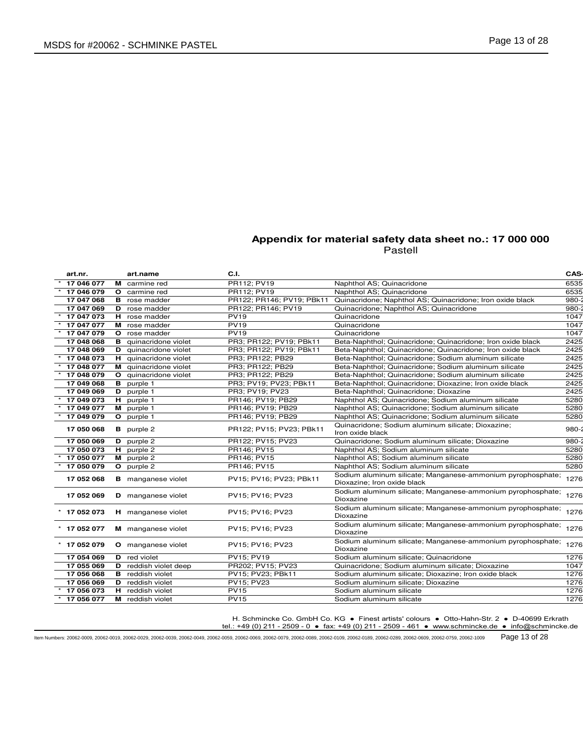## Appendix for material safety data sheet no.: 17 000 000

Pastell

| | art.nr. | | art.name | C.I. | | CAS- |
|---|---|---|---|---|---|---|
| * | 17 046 077 | M | carmine red | PR112; PV19 | Naphthol AS; Quinacridone | 6535 |
| * | 17 046 079 | O | carmine red | PR112; PV19 | Naphthol AS; Quinacridone | 6535 |
| | 17 047 068 | B | rose madder | PR122; PR146; PV19; PBk11 | Quinacridone; Naphthol AS; Quinacridone; Iron oxide black | 980-2 |
| | 17 047 069 | D | rose madder | PR122; PR146; PV19 | Quinacridone; Naphthol AS; Quinacridone | 980-2 |
| * | 17 047 073 | H | rose madder | PV19 | Quinacridone | 1047 |
| * | 17 047 077 | M | rose madder | PV19 | Quinacridone | 1047 |
| * | 17 047 079 | O | rose madder | PV19 | Quinacridone | 1047 |
| | 17 048 068 | B | quinacridone violet | PR3; PR122; PV19; PBk11 | Beta-Naphthol; Quinacridone; Quinacridone; Iron oxide black | 2425 |
| | 17 048 069 | D | quinacridone violet | PR3; PR122; PV19; PBk11 | Beta-Naphthol; Quinacridone; Quinacridone; Iron oxide black | 2425 |
| * | 17 048 073 | H | quinacridone violet | PR3; PR122; PB29 | Beta-Naphthol; Quinacridone; Sodium aluminum silicate | 2425 |
| * | 17 048 077 | M | quinacridone violet | PR3; PR122; PB29 | Beta-Naphthol; Quinacridone; Sodium aluminum silicate | 2425 |
| * | 17 048 079 | O | quinacridone violet | PR3; PR122; PB29 | Beta-Naphthol; Quinacridone; Sodium aluminum silicate | 2425 |
| | 17 049 068 | B | purple 1 | PR3; PV19; PV23; PBk11 | Beta-Naphthol; Quinacridone; Dioxazine; Iron oxide black | 2425 |
| | 17 049 069 | D | purple 1 | PR3; PV19; PV23 | Beta-Naphthol; Quinacridone; Dioxazine | 2425 |
| * | 17 049 073 | H | purple 1 | PR146; PV19; PB29 | Naphthol AS; Quinacridone; Sodium aluminum silicate | 5280 |
| * | 17 049 077 | M | purple 1 | PR146; PV19; PB29 | Naphthol AS; Quinacridone; Sodium aluminum silicate | 5280 |
| * | 17 049 079 | O | purple 1 | PR146; PV19; PB29 | Naphthol AS; Quinacridone; Sodium aluminum silicate | 5280 |
| | 17 050 068 | B | purple 2 | PR122; PV15; PV23; PBk11 | Quinacridone; Sodium aluminum silicate; Dioxazine; Iron oxide black | 980-2 |
| | 17 050 069 | D | purple 2 | PR122; PV15; PV23 | Quinacridone; Sodium aluminum silicate; Dioxazine | 980-2 |
| | 17 050 073 | H | purple 2 | PR146; PV15 | Naphthol AS; Sodium aluminum silicate | 5280 |
| * | 17 050 077 | M | purple 2 | PR146; PV15 | Naphthol AS; Sodium aluminum silicate | 5280 |
| * | 17 050 079 | O | purple 2 | PR146; PV15 | Naphthol AS; Sodium aluminum silicate | 5280 |
| | 17 052 068 | B | manganese violet | PV15; PV16; PV23; PBk11 | Sodium aluminum silicate; Manganese-ammonium pyrophosphate; Dioxazine; Iron oxide black | 1276 |
| | 17 052 069 | D | manganese violet | PV15; PV16; PV23 | Sodium aluminum silicate; Manganese-ammonium pyrophosphate; Dioxazine | 1276 |
| * | 17 052 073 | H | manganese violet | PV15; PV16; PV23 | Sodium aluminum silicate; Manganese-ammonium pyrophosphate; Dioxazine | 1276 |
| * | 17 052 077 | M | manganese violet | PV15; PV16; PV23 | Sodium aluminum silicate; Manganese-ammonium pyrophosphate; Dioxazine | 1276 |
| * | 17 052 079 | O | manganese violet | PV15; PV16; PV23 | Sodium aluminum silicate; Manganese-ammonium pyrophosphate; Dioxazine | 1276 |
| | 17 054 069 | D | red violet | PV15; PV19 | Sodium aluminum silicate; Quinacridone | 1276 |
| | 17 055 069 | D | reddish violet deep | PR202; PV15; PV23 | Quinacridone; Sodium aluminum silicate; Dioxazine | 1047 |
| | 17 056 068 | B | reddish violet | PV15; PV23; PBk11 | Sodium aluminum silicate; Dioxazine; Iron oxide black | 1276 |
| | 17 056 069 | D | reddish violet | PV15; PV23 | Sodium aluminum silicate; Dioxazine | 1276 |
| * | 17 056 073 | H | reddish violet | PV15 | Sodium aluminum silicate | 1276 |
| * | 17 056 077 | M | reddish violet | PV15 | Sodium aluminum silicate | 1276 |

H. Schmincke Co. GmbH Co. KG ● Finest artists' colours ● Otto-Hahn-Str. 2 ● D-40699 Erkrath
tel.: +49 (0) 211 - 2509 - 0 ● fax: +49 (0) 211 - 2509 - 461 ● www.schmincke.de ● info@schmincke.de

Item Numbers: 20062-0009, 20062-0019, 20062-0029, 20062-0039, 20062-0049, 20062-0059, 20062-0069, 20062-0079, 20062-0089, 20062-0109, 20062-0189, 20062-0289, 20062-0609, 20062-0759, 20062-1009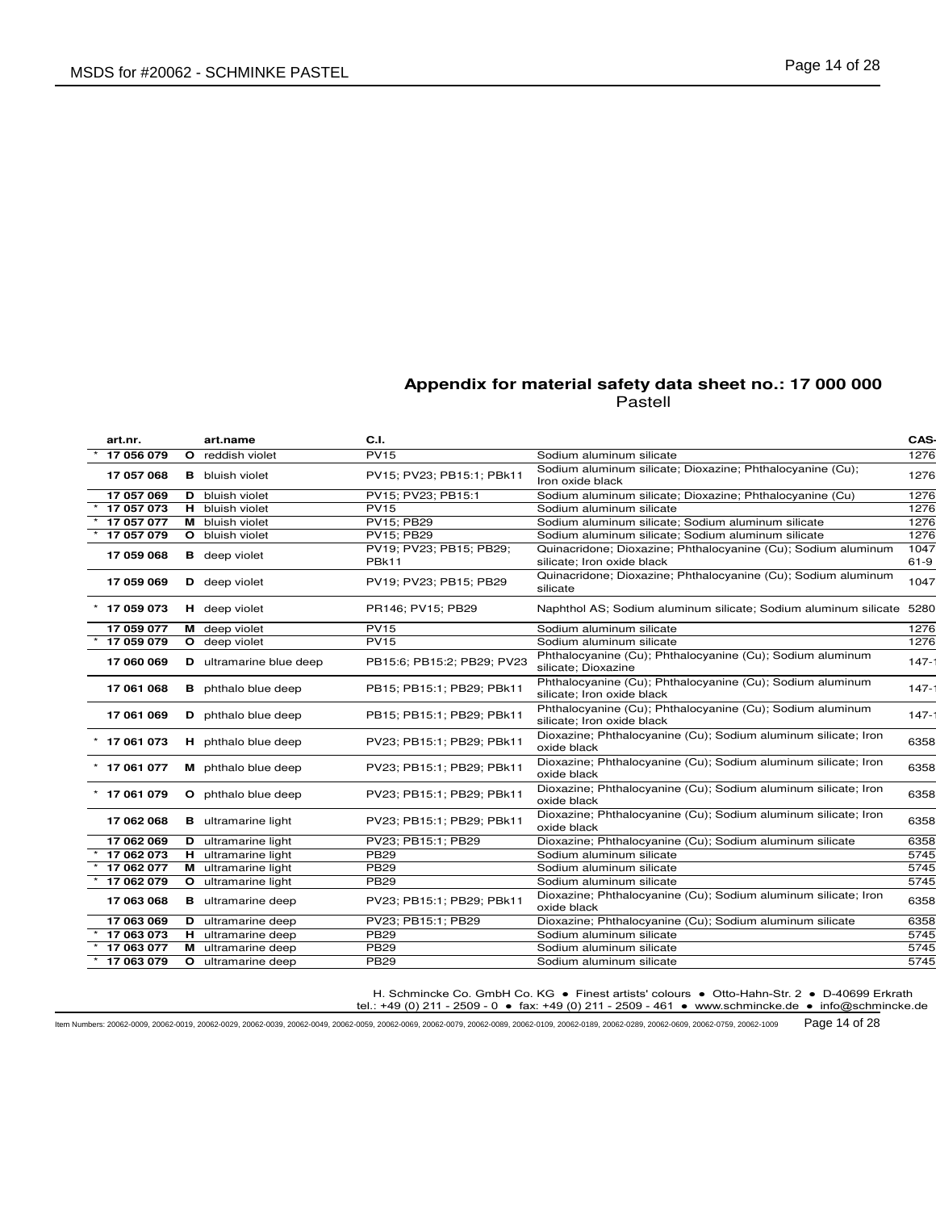## Appendix for material safety data sheet no.: 17 000 000

Pastell

| | art.nr. | | art.name | C.I. | | CAS- |
|---|---|---|---|---|---|---|
| * | 17 056 079 | **O** | reddish violet | PV15 | Sodium aluminum silicate | 1276 |
| | 17 057 068 | **B** | bluish violet | PV15; PV23; PB15:1; PBk11 | Sodium aluminum silicate; Dioxazine; Phthalocyanine (Cu); Iron oxide black | 1276 |
| | 17 057 069 | **D** | bluish violet | PV15; PV23; PB15:1 | Sodium aluminum silicate; Dioxazine; Phthalocyanine (Cu) | 1276 |
| * | 17 057 073 | **H** | bluish violet | PV15 | Sodium aluminum silicate | 1276 |
| * | 17 057 077 | **M** | bluish violet | PV15; PB29 | Sodium aluminum silicate; Sodium aluminum silicate | 1276 |
| * | 17 057 079 | **O** | bluish violet | PV15; PB29 | Sodium aluminum silicate; Sodium aluminum silicate | 1276 |
| | 17 059 068 | **B** | deep violet | PV19; PV23; PB15; PB29; PBk11 | Quinacridone; Dioxazine; Phthalocyanine (Cu); Sodium aluminum silicate; Iron oxide black | 1047 61-9 |
| | 17 059 069 | **D** | deep violet | PV19; PV23; PB15; PB29 | Quinacridone; Dioxazine; Phthalocyanine (Cu); Sodium aluminum silicate | 1047 |
| * | 17 059 073 | **H** | deep violet | PR146; PV15; PB29 | Naphthol AS; Sodium aluminum silicate; Sodium aluminum silicate | 5280 |
| | 17 059 077 | **M** | deep violet | PV15 | Sodium aluminum silicate | 1276 |
| * | 17 059 079 | **O** | deep violet | PV15 | Sodium aluminum silicate | 1276 |
| | 17 060 069 | **D** | ultramarine blue deep | PB15:6; PB15:2; PB29; PV23 | Phthalocyanine (Cu); Phthalocyanine (Cu); Sodium aluminum silicate; Dioxazine | 147- |
| | 17 061 068 | **B** | phthalo blue deep | PB15; PB15:1; PB29; PBk11 | Phthalocyanine (Cu); Phthalocyanine (Cu); Sodium aluminum silicate; Iron oxide black | 147- |
| | 17 061 069 | **D** | phthalo blue deep | PB15; PB15:1; PB29; PBk11 | Phthalocyanine (Cu); Phthalocyanine (Cu); Sodium aluminum silicate; Iron oxide black | 147- |
| * | 17 061 073 | **H** | phthalo blue deep | PV23; PB15:1; PB29; PBk11 | Dioxazine; Phthalocyanine (Cu); Sodium aluminum silicate; Iron oxide black | 6358 |
| * | 17 061 077 | **M** | phthalo blue deep | PV23; PB15:1; PB29; PBk11 | Dioxazine; Phthalocyanine (Cu); Sodium aluminum silicate; Iron oxide black | 6358 |
| * | 17 061 079 | **O** | phthalo blue deep | PV23; PB15:1; PB29; PBk11 | Dioxazine; Phthalocyanine (Cu); Sodium aluminum silicate; Iron oxide black | 6358 |
| | 17 062 068 | **B** | ultramarine light | PV23; PB15:1; PB29; PBk11 | Dioxazine; Phthalocyanine (Cu); Sodium aluminum silicate; Iron oxide black | 6358 |
| | 17 062 069 | **D** | ultramarine light | PV23; PB15:1; PB29 | Dioxazine; Phthalocyanine (Cu); Sodium aluminum silicate | 6358 |
| * | 17 062 073 | **H** | ultramarine light | PB29 | Sodium aluminum silicate | 5745 |
| * | 17 062 077 | **M** | ultramarine light | PB29 | Sodium aluminum silicate | 5745 |
| * | 17 062 079 | **O** | ultramarine light | PB29 | Sodium aluminum silicate | 5745 |
| | 17 063 068 | **B** | ultramarine deep | PV23; PB15:1; PB29; PBk11 | Dioxazine; Phthalocyanine (Cu); Sodium aluminum silicate; Iron oxide black | 6358 |
| | 17 063 069 | **D** | ultramarine deep | PV23; PB15:1; PB29 | Dioxazine; Phthalocyanine (Cu); Sodium aluminum silicate | 6358 |
| * | 17 063 073 | **H** | ultramarine deep | PB29 | Sodium aluminum silicate | 5745 |
| * | 17 063 077 | **M** | ultramarine deep | PB29 | Sodium aluminum silicate | 5745 |
| * | 17 063 079 | **O** | ultramarine deep | PB29 | Sodium aluminum silicate | 5745 |

H. Schmincke Co. GmbH Co. KG • Finest artists' colours • Otto-Hahn-Str. 2 • D-40699 Erkrath
tel.: +49 (0) 211 - 2509 - 0 • fax: +49 (0) 211 - 2509 - 461 • www.schmincke.de • info@schmincke.de

Item Numbers: 20062-0009, 20062-0019, 20062-0029, 20062-0039, 20062-0049, 20062-0059, 20062-0069, 20062-0079, 20062-0089, 20062-0109, 20062-0189, 20062-0289, 20062-0609, 20062-0759, 20062-1009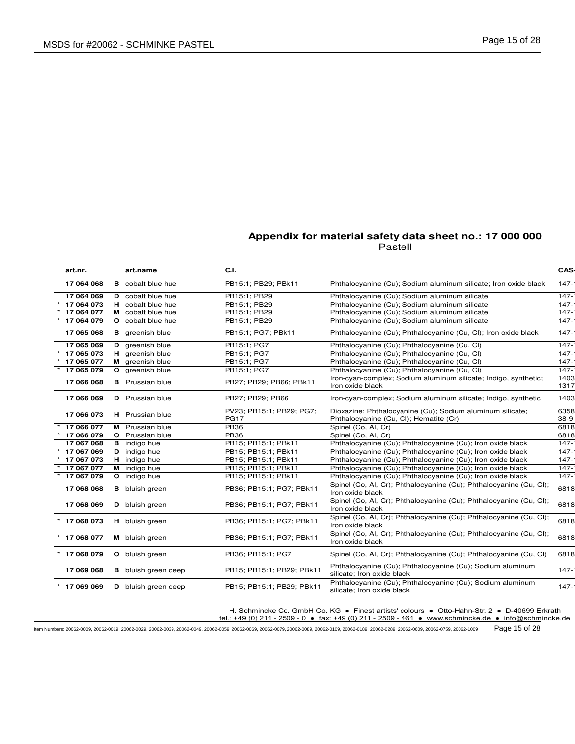## Appendix for material safety data sheet no.: 17 000 000

Pastell

| | art.nr. | | art.name | C.I. | | CAS- |
|---|---|---|---|---|---|---|
| | 17 064 068 | B | cobalt blue hue | PB15:1; PB29; PBk11 | Phthalocyanine (Cu); Sodium aluminum silicate; Iron oxide black | 147-1 |
| | 17 064 069 | D | cobalt blue hue | PB15:1; PB29 | Phthalocyanine (Cu); Sodium aluminum silicate | 147-1 |
| * | 17 064 073 | H | cobalt blue hue | PB15:1; PB29 | Phthalocyanine (Cu); Sodium aluminum silicate | 147-1 |
| * | 17 064 077 | M | cobalt blue hue | PB15:1; PB29 | Phthalocyanine (Cu); Sodium aluminum silicate | 147-1 |
| * | 17 064 079 | O | cobalt blue hue | PB15:1; PB29 | Phthalocyanine (Cu); Sodium aluminum silicate | 147-1 |
| | 17 065 068 | B | greenish blue | PB15:1; PG7; PBk11 | Phthalocyanine (Cu); Phthalocyanine (Cu, Cl); Iron oxide black | 147-1 |
| | 17 065 069 | D | greenish blue | PB15:1; PG7 | Phthalocyanine (Cu); Phthalocyanine (Cu, Cl) | 147-1 |
| * | 17 065 073 | H | greenish blue | PB15:1; PG7 | Phthalocyanine (Cu); Phthalocyanine (Cu, Cl) | 147-1 |
| * | 17 065 077 | M | greenish blue | PB15:1; PG7 | Phthalocyanine (Cu); Phthalocyanine (Cu, Cl) | 147-1 |
| * | 17 065 079 | O | greenish blue | PB15:1; PG7 | Phthalocyanine (Cu); Phthalocyanine (Cu, Cl) | 147-1 |
| | 17 066 068 | B | Prussian blue | PB27; PB29; PB66; PBk11 | Iron-cyan-complex; Sodium aluminum silicate; Indigo, synthetic; Iron oxide black | 1403 1317 |
| | 17 066 069 | D | Prussian blue | PB27; PB29; PB66 | Iron-cyan-complex; Sodium aluminum silicate; Indigo, synthetic | 1403 |
| | 17 066 073 | H | Prussian blue | PV23; PB15:1; PB29; PG7; PG17 | Dioxazine; Phthalocyanine (Cu); Sodium aluminum silicate; Phthalocyanine (Cu, Cl); Hematite (Cr) | 6358 38-9 |
| * | 17 066 077 | M | Prussian blue | PB36 | Spinel (Co, Al, Cr) | 6818 |
| * | 17 066 079 | O | Prussian blue | PB36 | Spinel (Co, Al, Cr) | 6818 |
| | 17 067 068 | B | indigo hue | PB15; PB15:1; PBk11 | Phthalocyanine (Cu); Phthalocyanine (Cu); Iron oxide black | 147-1 |
| * | 17 067 069 | D | indigo hue | PB15; PB15:1; PBk11 | Phthalocyanine (Cu); Phthalocyanine (Cu); Iron oxide black | 147-1 |
| * | 17 067 073 | H | indigo hue | PB15; PB15:1; PBk11 | Phthalocyanine (Cu); Phthalocyanine (Cu); Iron oxide black | 147-1 |
| * | 17 067 077 | M | indigo hue | PB15; PB15:1; PBk11 | Phthalocyanine (Cu); Phthalocyanine (Cu); Iron oxide black | 147-1 |
| * | 17 067 079 | O | indigo hue | PB15; PB15:1; PBk11 | Phthalocyanine (Cu); Phthalocyanine (Cu); Iron oxide black | 147-1 |
| | 17 068 068 | B | bluish green | PB36; PB15:1; PG7; PBk11 | Spinel (Co, Al, Cr); Phthalocyanine (Cu); Phthalocyanine (Cu, Cl); Iron oxide black | 6818 |
| | 17 068 069 | D | bluish green | PB36; PB15:1; PG7; PBk11 | Spinel (Co, Al, Cr); Phthalocyanine (Cu); Phthalocyanine (Cu, Cl); Iron oxide black | 6818 |
| * | 17 068 073 | H | bluish green | PB36; PB15:1; PG7; PBk11 | Spinel (Co, Al, Cr); Phthalocyanine (Cu); Phthalocyanine (Cu, Cl); Iron oxide black | 6818 |
| * | 17 068 077 | M | bluish green | PB36; PB15:1; PG7; PBk11 | Spinel (Co, Al, Cr); Phthalocyanine (Cu); Phthalocyanine (Cu, Cl); Iron oxide black | 6818 |
| * | 17 068 079 | O | bluish green | PB36; PB15:1; PG7 | Spinel (Co, Al, Cr); Phthalocyanine (Cu); Phthalocyanine (Cu, Cl) | 6818 |
| | 17 069 068 | B | bluish green deep | PB15; PB15:1; PB29; PBk11 | Phthalocyanine (Cu); Phthalocyanine (Cu); Sodium aluminum silicate; Iron oxide black | 147-1 |
| * | 17 069 069 | D | bluish green deep | PB15; PB15:1; PB29; PBk11 | Phthalocyanine (Cu); Phthalocyanine (Cu); Sodium aluminum silicate; Iron oxide black | 147-1 |

H. Schmincke Co. GmbH Co. KG ● Finest artists' colours ● Otto-Hahn-Str. 2 ● D-40699 Erkrath
tel.: +49 (0) 211 - 2509 - 0 ● fax: +49 (0) 211 - 2509 - 461 ● www.schmincke.de ● info@schmincke.de

Item Numbers: 20062-0009, 20062-0019, 20062-0029, 20062-0039, 20062-0049, 20062-0059, 20062-0069, 20062-0079, 20062-0089, 20062-0109, 20062-0189, 20062-0289, 20062-0609, 20062-0759, 20062-1009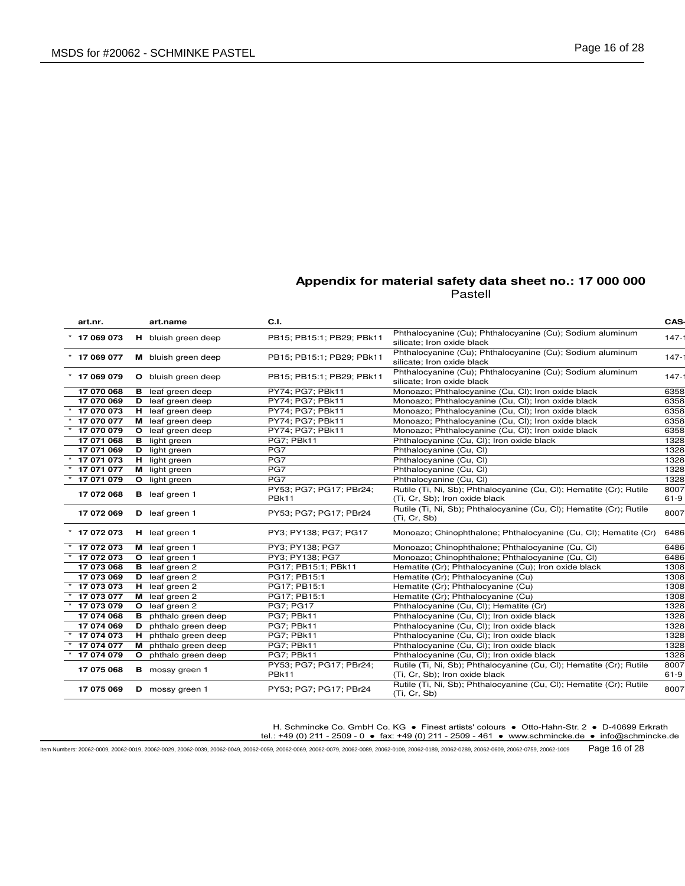## Appendix for material safety data sheet no.: 17 000 000

Pastell

| | art.nr. | | art.name | C.I. | | CAS- |
|---|---|---|---|---|---|---|
| * | **17 069 073** | **H** | bluish green deep | PB15; PB15:1; PB29; PBk11 | Phthalocyanine (Cu); Phthalocyanine (Cu); Sodium aluminum silicate; Iron oxide black | 147-1 |
| * | **17 069 077** | **M** | bluish green deep | PB15; PB15:1; PB29; PBk11 | Phthalocyanine (Cu); Phthalocyanine (Cu); Sodium aluminum silicate; Iron oxide black | 147-1 |
| * | **17 069 079** | **O** | bluish green deep | PB15; PB15:1; PB29; PBk11 | Phthalocyanine (Cu); Phthalocyanine (Cu); Sodium aluminum silicate; Iron oxide black | 147-1 |
| | **17 070 068** | **B** | leaf green deep | PY74; PG7; PBk11 | Monoazo; Phthalocyanine (Cu, Cl); Iron oxide black | 6358 |
| | **17 070 069** | **D** | leaf green deep | PY74; PG7; PBk11 | Monoazo; Phthalocyanine (Cu, Cl); Iron oxide black | 6358 |
| * | **17 070 073** | **H** | leaf green deep | PY74; PG7; PBk11 | Monoazo; Phthalocyanine (Cu, Cl); Iron oxide black | 6358 |
| * | **17 070 077** | **M** | leaf green deep | PY74; PG7; PBk11 | Monoazo; Phthalocyanine (Cu, Cl); Iron oxide black | 6358 |
| * | **17 070 079** | **O** | leaf green deep | PY74; PG7; PBk11 | Monoazo; Phthalocyanine (Cu, Cl); Iron oxide black | 6358 |
| | **17 071 068** | **B** | light green | PG7; PBk11 | Phthalocyanine (Cu, Cl); Iron oxide black | 1328 |
| | **17 071 069** | **D** | light green | PG7 | Phthalocyanine (Cu, Cl) | 1328 |
| * | **17 071 073** | **H** | light green | PG7 | Phthalocyanine (Cu, Cl) | 1328 |
| * | **17 071 077** | **M** | light green | PG7 | Phthalocyanine (Cu, Cl) | 1328 |
| * | **17 071 079** | **O** | light green | PG7 | Phthalocyanine (Cu, Cl) | 1328 |
| | **17 072 068** | **B** | leaf green 1 | PY53; PG7; PG17; PBr24; PBk11 | Rutile (Ti, Ni, Sb); Phthalocyanine (Cu, Cl); Hematite (Cr); Rutile (Ti, Cr, Sb); Iron oxide black | 8007 61-9 |
| | **17 072 069** | **D** | leaf green 1 | PY53; PG7; PG17; PBr24 | Rutile (Ti, Ni, Sb); Phthalocyanine (Cu, Cl); Hematite (Cr); Rutile (Ti, Cr, Sb) | 8007 |
| * | **17 072 073** | **H** | leaf green 1 | PY3; PY138; PG7; PG17 | Monoazo; Chinophthalone; Phthalocyanine (Cu, Cl); Hematite (Cr) | 6486 |
| * | **17 072 073** | **M** | leaf green 1 | PY3; PY138; PG7 | Monoazo; Chinophthalone; Phthalocyanine (Cu, Cl) | 6486 |
| * | **17 072 073** | **O** | leaf green 1 | PY3; PY138; PG7 | Monoazo; Chinophthalone; Phthalocyanine (Cu, Cl) | 6486 |
| | **17 073 068** | **B** | leaf green 2 | PG17; PB15:1; PBk11 | Hematite (Cr); Phthalocyanine (Cu); Iron oxide black | 1308 |
| | **17 073 069** | **D** | leaf green 2 | PG17; PB15:1 | Hematite (Cr); Phthalocyanine (Cu) | 1308 |
| * | **17 073 073** | **H** | leaf green 2 | PG17; PB15:1 | Hematite (Cr); Phthalocyanine (Cu) | 1308 |
| * | **17 073 077** | **M** | leaf green 2 | PG17; PB15:1 | Hematite (Cr); Phthalocyanine (Cu) | 1308 |
| * | **17 073 079** | **O** | leaf green 2 | PG7; PG17 | Phthalocyanine (Cu, Cl); Hematite (Cr) | 1328 |
| | **17 074 068** | **B** | phthalo green deep | PG7; PBk11 | Phthalocyanine (Cu, Cl); Iron oxide black | 1328 |
| | **17 074 069** | **D** | phthalo green deep | PG7; PBk11 | Phthalocyanine (Cu, Cl); Iron oxide black | 1328 |
| * | **17 074 073** | **H** | phthalo green deep | PG7; PBk11 | Phthalocyanine (Cu, Cl); Iron oxide black | 1328 |
| * | **17 074 077** | **M** | phthalo green deep | PG7; PBk11 | Phthalocyanine (Cu, Cl); Iron oxide black | 1328 |
| * | **17 074 079** | **O** | phthalo green deep | PG7; PBk11 | Phthalocyanine (Cu, Cl); Iron oxide black | 1328 |
| | **17 075 068** | **B** | mossy green 1 | PY53; PG7; PG17; PBr24; PBk11 | Rutile (Ti, Ni, Sb); Phthalocyanine (Cu, Cl); Hematite (Cr); Rutile (Ti, Cr, Sb); Iron oxide black | 8007 61-9 |
| | **17 075 069** | **D** | mossy green 1 | PY53; PG7; PG17; PBr24 | Rutile (Ti, Ni, Sb); Phthalocyanine (Cu, Cl); Hematite (Cr); Rutile (Ti, Cr, Sb) | 8007 |

H. Schmincke Co. GmbH Co. KG • Finest artists' colours • Otto-Hahn-Str. 2 • D-40699 Erkrath
tel.: +49 (0) 211 - 2509 - 0 • fax: +49 (0) 211 - 2509 - 461 • www.schmincke.de • info@schmincke.de

Item Numbers: 20062-0009, 20062-0019, 20062-0029, 20062-0039, 20062-0049, 20062-0059, 20062-0069, 20062-0079, 20062-0089, 20062-0109, 20062-0189, 20062-0289, 20062-0609, 20062-0759, 20062-1009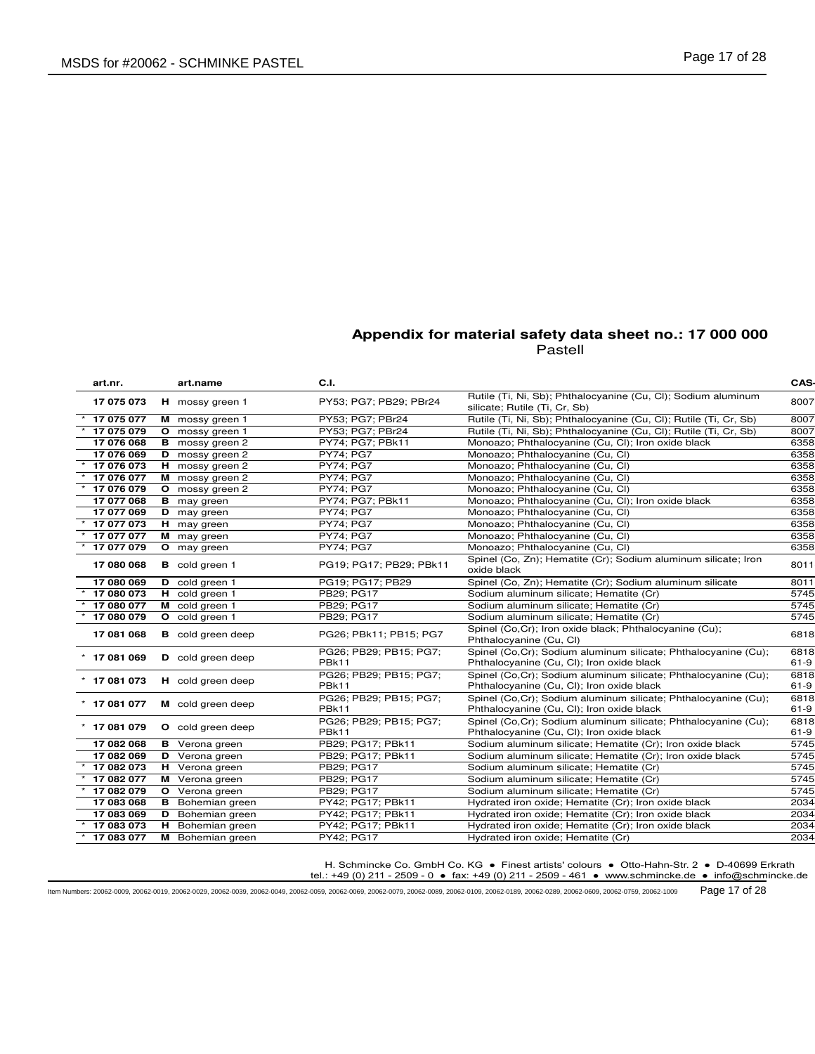## Appendix for material safety data sheet no.: 17 000 000

Pastell

| | art.nr. | | art.name | C.I. | | CAS- |
|---|---|---|---|---|---|---|
| | **17 075 073** | **H** | mossy green 1 | PY53; PG7; PB29; PBr24 | Rutile (Ti, Ni, Sb); Phthalocyanine (Cu, Cl); Sodium aluminum silicate; Rutile (Ti, Cr, Sb) | 8007 |
| * | **17 075 077** | **M** | mossy green 1 | PY53; PG7; PBr24 | Rutile (Ti, Ni, Sb); Phthalocyanine (Cu, Cl); Rutile (Ti, Cr, Sb) | 8007 |
| * | **17 075 079** | **O** | mossy green 1 | PY53; PG7; PBr24 | Rutile (Ti, Ni, Sb); Phthalocyanine (Cu, Cl); Rutile (Ti, Cr, Sb) | 8007 |
| | **17 076 068** | **B** | mossy green 2 | PY74; PG7; PBk11 | Monoazo; Phthalocyanine (Cu, Cl); Iron oxide black | 6358 |
| | **17 076 069** | **D** | mossy green 2 | PY74; PG7 | Monoazo; Phthalocyanine (Cu, Cl) | 6358 |
| * | **17 076 073** | **H** | mossy green 2 | PY74; PG7 | Monoazo; Phthalocyanine (Cu, Cl) | 6358 |
| * | **17 076 077** | **M** | mossy green 2 | PY74; PG7 | Monoazo; Phthalocyanine (Cu, Cl) | 6358 |
| * | **17 076 079** | **O** | mossy green 2 | PY74; PG7 | Monoazo; Phthalocyanine (Cu, Cl) | 6358 |
| | **17 077 068** | **B** | may green | PY74; PG7; PBk11 | Monoazo; Phthalocyanine (Cu, Cl); Iron oxide black | 6358 |
| | **17 077 069** | **D** | may green | PY74; PG7 | Monoazo; Phthalocyanine (Cu, Cl) | 6358 |
| * | **17 077 073** | **H** | may green | PY74; PG7 | Monoazo; Phthalocyanine (Cu, Cl) | 6358 |
| * | **17 077 077** | **M** | may green | PY74; PG7 | Monoazo; Phthalocyanine (Cu, Cl) | 6358 |
| * | **17 077 079** | **O** | may green | PY74; PG7 | Monoazo; Phthalocyanine (Cu, Cl) | 6358 |
| | **17 080 068** | **B** | cold green 1 | PG19; PG17; PB29; PBk11 | Spinel (Co, Zn); Hematite (Cr); Sodium aluminum silicate; Iron oxide black | 8011 |
| | **17 080 069** | **D** | cold green 1 | PG19; PG17; PB29 | Spinel (Co, Zn); Hematite (Cr); Sodium aluminum silicate | 8011 |
| * | **17 080 073** | **H** | cold green 1 | PB29; PG17 | Sodium aluminum silicate; Hematite (Cr) | 5745 |
| * | **17 080 077** | **M** | cold green 1 | PB29; PG17 | Sodium aluminum silicate; Hematite (Cr) | 5745 |
| * | **17 080 079** | **O** | cold green 1 | PB29; PG17 | Sodium aluminum silicate; Hematite (Cr) | 5745 |
| | **17 081 068** | **B** | cold green deep | PG26; PBk11; PB15; PG7 | Spinel (Co,Cr); Iron oxide black; Phthalocyanine (Cu); Phthalocyanine (Cu, Cl) | 6818 |
| * | **17 081 069** | **D** | cold green deep | PG26; PB29; PB15; PG7; PBk11 | Spinel (Co,Cr); Sodium aluminum silicate; Phthalocyanine (Cu); Phthalocyanine (Cu, Cl); Iron oxide black | 6818 61-9 |
| * | **17 081 073** | **H** | cold green deep | PG26; PB29; PB15; PG7; PBk11 | Spinel (Co,Cr); Sodium aluminum silicate; Phthalocyanine (Cu); Phthalocyanine (Cu, Cl); Iron oxide black | 6818 61-9 |
| * | **17 081 077** | **M** | cold green deep | PG26; PB29; PB15; PG7; PBk11 | Spinel (Co,Cr); Sodium aluminum silicate; Phthalocyanine (Cu); Phthalocyanine (Cu, Cl); Iron oxide black | 6818 61-9 |
| * | **17 081 079** | **O** | cold green deep | PG26; PB29; PB15; PG7; PBk11 | Spinel (Co,Cr); Sodium aluminum silicate; Phthalocyanine (Cu); Phthalocyanine (Cu, Cl); Iron oxide black | 6818 61-9 |
| | **17 082 068** | **B** | Verona green | PB29; PG17; PBk11 | Sodium aluminum silicate; Hematite (Cr); Iron oxide black | 5745 |
| | **17 082 069** | **D** | Verona green | PB29; PG17; PBk11 | Sodium aluminum silicate; Hematite (Cr); Iron oxide black | 5745 |
| * | **17 082 073** | **H** | Verona green | PB29; PG17 | Sodium aluminum silicate; Hematite (Cr) | 5745 |
| * | **17 082 077** | **M** | Verona green | PB29; PG17 | Sodium aluminum silicate; Hematite (Cr) | 5745 |
| * | **17 082 079** | **O** | Verona green | PB29; PG17 | Sodium aluminum silicate; Hematite (Cr) | 5745 |
| | **17 083 068** | **B** | Bohemian green | PY42; PG17; PBk11 | Hydrated iron oxide; Hematite (Cr); Iron oxide black | 2034 |
| | **17 083 069** | **D** | Bohemian green | PY42; PG17; PBk11 | Hydrated iron oxide; Hematite (Cr); Iron oxide black | 2034 |
| * | **17 083 073** | **H** | Bohemian green | PY42; PG17; PBk11 | Hydrated iron oxide; Hematite (Cr); Iron oxide black | 2034 |
| * | **17 083 077** | **M** | Bohemian green | PY42; PG17 | Hydrated iron oxide; Hematite (Cr) | 2034 |

H. Schmincke Co. GmbH Co. KG ● Finest artists' colours ● Otto-Hahn-Str. 2 ● D-40699 Erkrath
tel.: +49 (0) 211 - 2509 - 0 ● fax: +49 (0) 211 - 2509 - 461 ● www.schmincke.de ● info@schmincke.de

Item Numbers: 20062-0009, 20062-0019, 20062-0029, 20062-0039, 20062-0049, 20062-0059, 20062-0069, 20062-0079, 20062-0089, 20062-0109, 20062-0189, 20062-0289, 20062-0609, 20062-0759, 20062-1009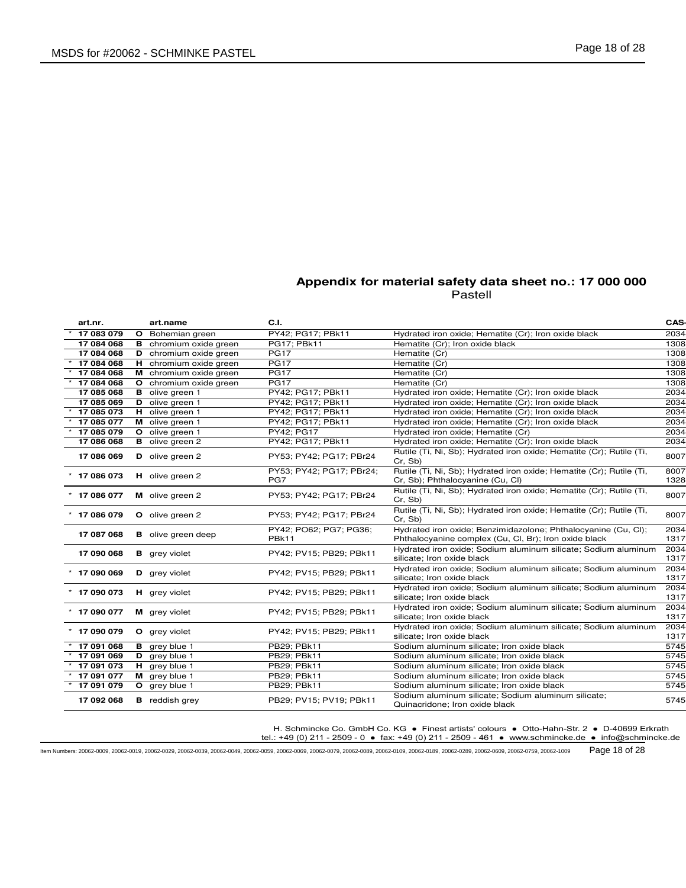## Appendix for material safety data sheet no.: 17 000 000

Pastell

| | art.nr. | | art.name | C.I. | | CAS- |
|---|---|---|---|---|---|---|
| * | **17 083 079** | **O** | Bohemian green | PY42; PG17; PBk11 | Hydrated iron oxide; Hematite (Cr); Iron oxide black | 2034 |
| | **17 084 068** | **B** | chromium oxide green | PG17; PBk11 | Hematite (Cr); Iron oxide black | 1308 |
| | **17 084 068** | **D** | chromium oxide green | PG17 | Hematite (Cr) | 1308 |
| * | **17 084 068** | **H** | chromium oxide green | PG17 | Hematite (Cr) | 1308 |
| * | **17 084 068** | **M** | chromium oxide green | PG17 | Hematite (Cr) | 1308 |
| * | **17 084 068** | **O** | chromium oxide green | PG17 | Hematite (Cr) | 1308 |
| | **17 085 068** | **B** | olive green 1 | PY42; PG17; PBk11 | Hydrated iron oxide; Hematite (Cr); Iron oxide black | 2034 |
| | **17 085 069** | **D** | olive green 1 | PY42; PG17; PBk11 | Hydrated iron oxide; Hematite (Cr); Iron oxide black | 2034 |
| * | **17 085 073** | **H** | olive green 1 | PY42; PG17; PBk11 | Hydrated iron oxide; Hematite (Cr); Iron oxide black | 2034 |
| * | **17 085 077** | **M** | olive green 1 | PY42; PG17; PBk11 | Hydrated iron oxide; Hematite (Cr); Iron oxide black | 2034 |
| * | **17 085 079** | **O** | olive green 1 | PY42; PG17 | Hydrated iron oxide; Hematite (Cr) | 2034 |
| | **17 086 068** | **B** | olive green 2 | PY42; PG17; PBk11 | Hydrated iron oxide; Hematite (Cr); Iron oxide black | 2034 |
| | **17 086 069** | **D** | olive green 2 | PY53; PY42; PG17; PBr24 | Rutile (Ti, Ni, Sb); Hydrated iron oxide; Hematite (Cr); Rutile (Ti, Cr, Sb) | 8007 |
| * | **17 086 073** | **H** | olive green 2 | PY53; PY42; PG17; PBr24; PG7 | Rutile (Ti, Ni, Sb); Hydrated iron oxide; Hematite (Cr); Rutile (Ti, Cr, Sb); Phthalocyanine (Cu, Cl) | 8007 1328 |
| * | **17 086 077** | **M** | olive green 2 | PY53; PY42; PG17; PBr24 | Rutile (Ti, Ni, Sb); Hydrated iron oxide; Hematite (Cr); Rutile (Ti, Cr, Sb) | 8007 |
| * | **17 086 079** | **O** | olive green 2 | PY53; PY42; PG17; PBr24 | Rutile (Ti, Ni, Sb); Hydrated iron oxide; Hematite (Cr); Rutile (Ti, Cr, Sb) | 8007 |
| | **17 087 068** | **B** | olive green deep | PY42; PO62; PG7; PG36; PBk11 | Hydrated iron oxide; Benzimidazolone; Phthalocyanine (Cu, Cl); Phthalocyanine complex (Cu, Cl, Br); Iron oxide black | 2034 1317 |
| | **17 090 068** | **B** | grey violet | PY42; PV15; PB29; PBk11 | Hydrated iron oxide; Sodium aluminum silicate; Sodium aluminum silicate; Iron oxide black | 2034 1317 |
| * | **17 090 069** | **D** | grey violet | PY42; PV15; PB29; PBk11 | Hydrated iron oxide; Sodium aluminum silicate; Sodium aluminum silicate; Iron oxide black | 2034 1317 |
| * | **17 090 073** | **H** | grey violet | PY42; PV15; PB29; PBk11 | Hydrated iron oxide; Sodium aluminum silicate; Sodium aluminum silicate; Iron oxide black | 2034 1317 |
| * | **17 090 077** | **M** | grey violet | PY42; PV15; PB29; PBk11 | Hydrated iron oxide; Sodium aluminum silicate; Sodium aluminum silicate; Iron oxide black | 2034 1317 |
| * | **17 090 079** | **O** | grey violet | PY42; PV15; PB29; PBk11 | Hydrated iron oxide; Sodium aluminum silicate; Sodium aluminum silicate; Iron oxide black | 2034 1317 |
| * | **17 091 068** | **B** | grey blue 1 | PB29; PBk11 | Sodium aluminum silicate; Iron oxide black | 5745 |
| * | **17 091 069** | **D** | grey blue 1 | PB29; PBk11 | Sodium aluminum silicate; Iron oxide black | 5745 |
| * | **17 091 073** | **H** | grey blue 1 | PB29; PBk11 | Sodium aluminum silicate; Iron oxide black | 5745 |
| * | **17 091 077** | **M** | grey blue 1 | PB29; PBk11 | Sodium aluminum silicate; Iron oxide black | 5745 |
| * | **17 091 079** | **O** | grey blue 1 | PB29; PBk11 | Sodium aluminum silicate; Iron oxide black | 5745 |
| | **17 092 068** | **B** | reddish grey | PB29; PV15; PV19; PBk11 | Sodium aluminum silicate; Sodium aluminum silicate; Quinacridone; Iron oxide black | 5745 |

H. Schmincke Co. GmbH Co. KG ● Finest artists' colours ● Otto-Hahn-Str. 2 ● D-40699 Erkrath
tel.: +49 (0) 211 - 2509 - 0 ● fax: +49 (0) 211 - 2509 - 461 ● www.schmincke.de ● info@schmincke.de

Item Numbers: 20062-0009, 20062-0019, 20062-0029, 20062-0039, 20062-0049, 20062-0059, 20062-0069, 20062-0079, 20062-0089, 20062-0109, 20062-0189, 20062-0289, 20062-0609, 20062-0759, 20062-1009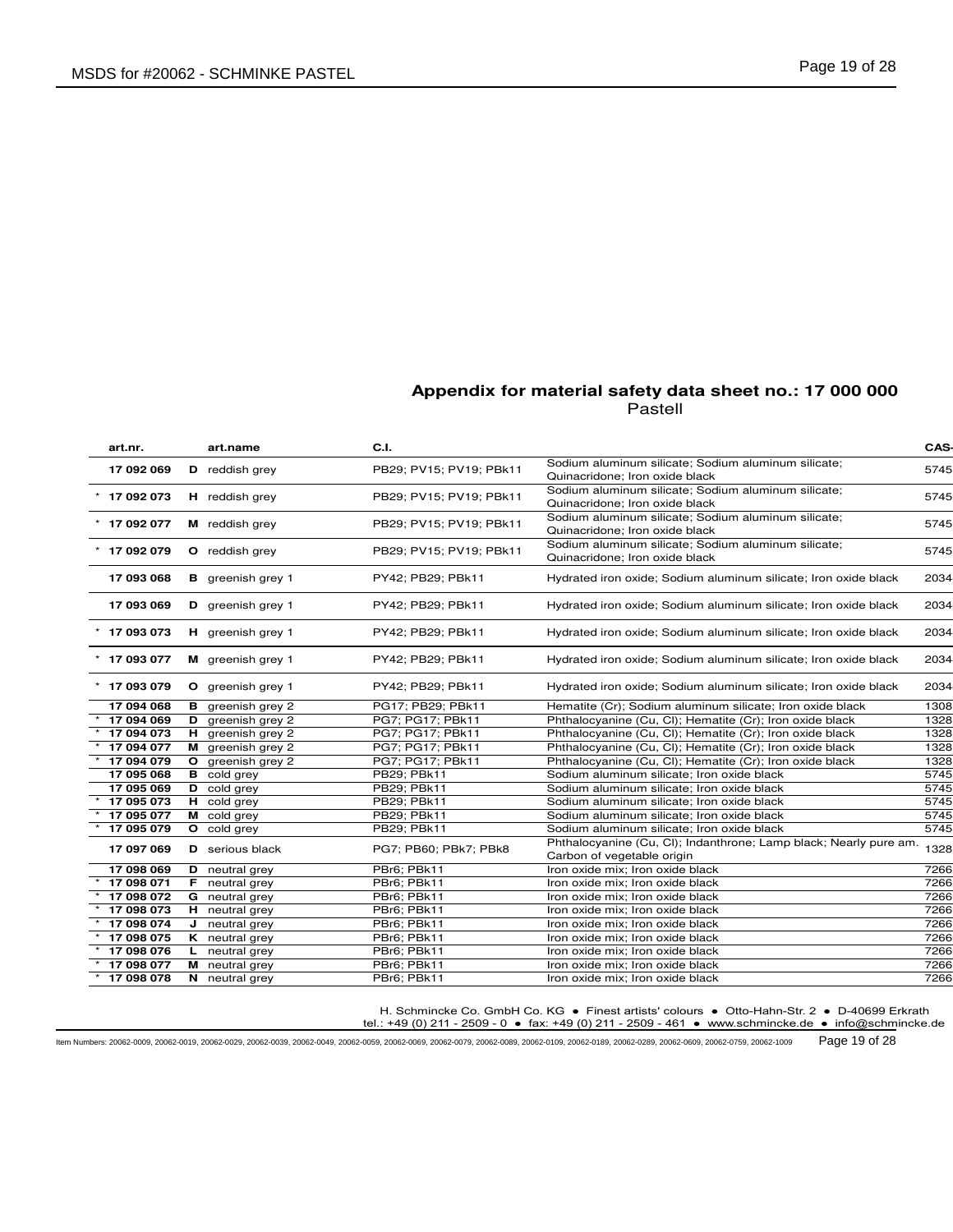## Appendix for material safety data sheet no.: 17 000 000

Pastell

| | art.nr. | | art.name | C.I. | | CAS- |
|---|---|---|---|---|---|---|
| | 17 092 069 | D | reddish grey | PB29; PV15; PV19; PBk11 | Sodium aluminum silicate; Sodium aluminum silicate; Quinacridone; Iron oxide black | 5745 |
| * | 17 092 073 | H | reddish grey | PB29; PV15; PV19; PBk11 | Sodium aluminum silicate; Sodium aluminum silicate; Quinacridone; Iron oxide black | 5745 |
| * | 17 092 077 | M | reddish grey | PB29; PV15; PV19; PBk11 | Sodium aluminum silicate; Sodium aluminum silicate; Quinacridone; Iron oxide black | 5745 |
| * | 17 092 079 | O | reddish grey | PB29; PV15; PV19; PBk11 | Sodium aluminum silicate; Sodium aluminum silicate; Quinacridone; Iron oxide black | 5745 |
| | 17 093 068 | B | greenish grey 1 | PY42; PB29; PBk11 | Hydrated iron oxide; Sodium aluminum silicate; Iron oxide black | 2034 |
| | 17 093 069 | D | greenish grey 1 | PY42; PB29; PBk11 | Hydrated iron oxide; Sodium aluminum silicate; Iron oxide black | 2034 |
| * | 17 093 073 | H | greenish grey 1 | PY42; PB29; PBk11 | Hydrated iron oxide; Sodium aluminum silicate; Iron oxide black | 2034 |
| * | 17 093 077 | M | greenish grey 1 | PY42; PB29; PBk11 | Hydrated iron oxide; Sodium aluminum silicate; Iron oxide black | 2034 |
| * | 17 093 079 | O | greenish grey 1 | PY42; PB29; PBk11 | Hydrated iron oxide; Sodium aluminum silicate; Iron oxide black | 2034 |
| | 17 094 068 | B | greenish grey 2 | PG17; PB29; PBk11 | Hematite (Cr); Sodium aluminum silicate; Iron oxide black | 1308 |
| * | 17 094 069 | D | greenish grey 2 | PG7; PG17; PBk11 | Phthalocyanine (Cu, Cl); Hematite (Cr); Iron oxide black | 1328 |
| * | 17 094 073 | H | greenish grey 2 | PG7; PG17; PBk11 | Phthalocyanine (Cu, Cl); Hematite (Cr); Iron oxide black | 1328 |
| * | 17 094 077 | M | greenish grey 2 | PG7; PG17; PBk11 | Phthalocyanine (Cu, Cl); Hematite (Cr); Iron oxide black | 1328 |
| * | 17 094 079 | O | greenish grey 2 | PG7; PG17; PBk11 | Phthalocyanine (Cu, Cl); Hematite (Cr); Iron oxide black | 1328 |
| | 17 095 068 | B | cold grey | PB29; PBk11 | Sodium aluminum silicate; Iron oxide black | 5745 |
| | 17 095 069 | D | cold grey | PB29; PBk11 | Sodium aluminum silicate; Iron oxide black | 5745 |
| * | 17 095 073 | H | cold grey | PB29; PBk11 | Sodium aluminum silicate; Iron oxide black | 5745 |
| * | 17 095 077 | M | cold grey | PB29; PBk11 | Sodium aluminum silicate; Iron oxide black | 5745 |
| * | 17 095 079 | O | cold grey | PB29; PBk11 | Sodium aluminum silicate; Iron oxide black | 5745 |
| | 17 097 069 | D | serious black | PG7; PB60; PBk7; PBk8 | Phthalocyanine (Cu, Cl); Indanthrone; Lamp black; Nearly pure am. Carbon of vegetable origin | 1328 |
| | 17 098 069 | D | neutral grey | PBr6; PBk11 | Iron oxide mix; Iron oxide black | 7266 |
| * | 17 098 071 | F | neutral grey | PBr6; PBk11 | Iron oxide mix; Iron oxide black | 7266 |
| * | 17 098 072 | G | neutral grey | PBr6; PBk11 | Iron oxide mix; Iron oxide black | 7266 |
| * | 17 098 073 | H | neutral grey | PBr6; PBk11 | Iron oxide mix; Iron oxide black | 7266 |
| * | 17 098 074 | J | neutral grey | PBr6; PBk11 | Iron oxide mix; Iron oxide black | 7266 |
| * | 17 098 075 | K | neutral grey | PBr6; PBk11 | Iron oxide mix; Iron oxide black | 7266 |
| * | 17 098 076 | L | neutral grey | PBr6; PBk11 | Iron oxide mix; Iron oxide black | 7266 |
| * | 17 098 077 | M | neutral grey | PBr6; PBk11 | Iron oxide mix; Iron oxide black | 7266 |
| * | 17 098 078 | N | neutral grey | PBr6; PBk11 | Iron oxide mix; Iron oxide black | 7266 |

H. Schmincke Co. GmbH Co. KG ● Finest artists' colours ● Otto-Hahn-Str. 2 ● D-40699 Erkrath
tel.: +49 (0) 211 - 2509 - 0 ● fax: +49 (0) 211 - 2509 - 461 ● www.schmincke.de ● info@schmincke.de

Item Numbers: 20062-0009, 20062-0019, 20062-0029, 20062-0039, 20062-0049, 20062-0059, 20062-0069, 20062-0079, 20062-0089, 20062-0109, 20062-0189, 20062-0289, 20062-0609, 20062-0759, 20062-1009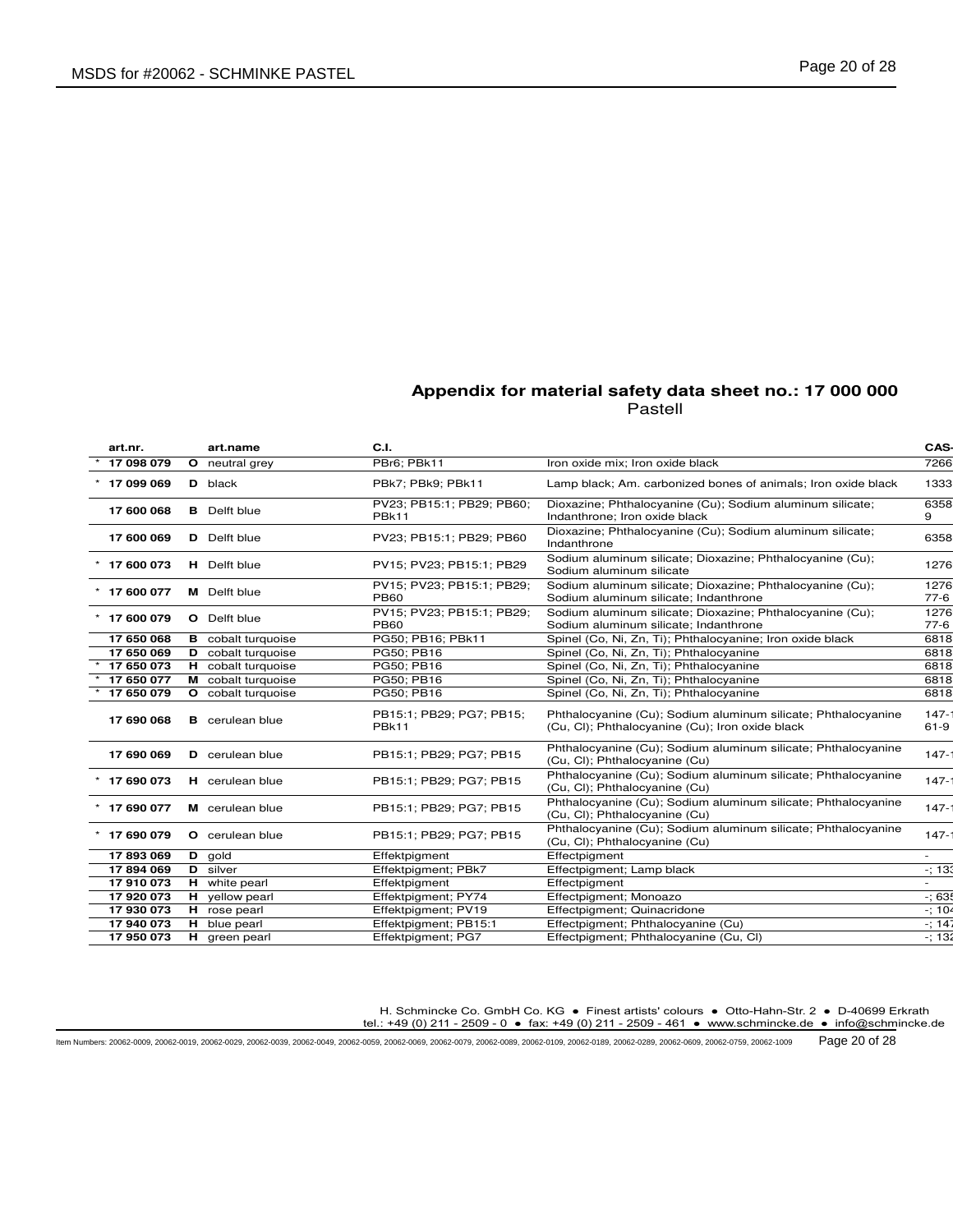## Appendix for material safety data sheet no.: 17 000 000

Pastell

| | art.nr. | | art.name | C.I. | | CAS- |
|---|---|---|---|---|---|---|
| * | **17 098 079** | **O** | neutral grey | PBr6; PBk11 | Iron oxide mix; Iron oxide black | 7266 |
| * | **17 099 069** | **D** | black | PBk7; PBk9; PBk11 | Lamp black; Am. carbonized bones of animals; Iron oxide black | 1333 |
| | **17 600 068** | **B** | Delft blue | PV23; PB15:1; PB29; PB60; PBk11 | Dioxazine; Phthalocyanine (Cu); Sodium aluminum silicate; Indanthrone; Iron oxide black | 6358 9 |
| | **17 600 069** | **D** | Delft blue | PV23; PB15:1; PB29; PB60 | Dioxazine; Phthalocyanine (Cu); Sodium aluminum silicate; Indanthrone | 6358 |
| * | **17 600 073** | **H** | Delft blue | PV15; PV23; PB15:1; PB29 | Sodium aluminum silicate; Dioxazine; Phthalocyanine (Cu); Sodium aluminum silicate | 1276 |
| * | **17 600 077** | **M** | Delft blue | PV15; PV23; PB15:1; PB29; PB60 | Sodium aluminum silicate; Dioxazine; Phthalocyanine (Cu); Sodium aluminum silicate; Indanthrone | 1276 77-6 |
| * | **17 600 079** | **O** | Delft blue | PV15; PV23; PB15:1; PB29; PB60 | Sodium aluminum silicate; Dioxazine; Phthalocyanine (Cu); Sodium aluminum silicate; Indanthrone | 1276 77-6 |
| | **17 650 068** | **B** | cobalt turquoise | PG50; PB16; PBk11 | Spinel (Co, Ni, Zn, Ti); Phthalocyanine; Iron oxide black | 6818 |
| | **17 650 069** | **D** | cobalt turquoise | PG50; PB16 | Spinel (Co, Ni, Zn, Ti); Phthalocyanine | 6818 |
| * | **17 650 073** | **H** | cobalt turquoise | PG50; PB16 | Spinel (Co, Ni, Zn, Ti); Phthalocyanine | 6818 |
| * | **17 650 077** | **M** | cobalt turquoise | PG50; PB16 | Spinel (Co, Ni, Zn, Ti); Phthalocyanine | 6818 |
| * | **17 650 079** | **O** | cobalt turquoise | PG50; PB16 | Spinel (Co, Ni, Zn, Ti); Phthalocyanine | 6818 |
| | **17 690 068** | **B** | cerulean blue | PB15:1; PB29; PG7; PB15; PBk11 | Phthalocyanine (Cu); Sodium aluminum silicate; Phthalocyanine (Cu, Cl); Phthalocyanine (Cu); Iron oxide black | 147-1 61-9 |
| | **17 690 069** | **D** | cerulean blue | PB15:1; PB29; PG7; PB15 | Phthalocyanine (Cu); Sodium aluminum silicate; Phthalocyanine (Cu, Cl); Phthalocyanine (Cu) | 147-1 |
| * | **17 690 073** | **H** | cerulean blue | PB15:1; PB29; PG7; PB15 | Phthalocyanine (Cu); Sodium aluminum silicate; Phthalocyanine (Cu, Cl); Phthalocyanine (Cu) | 147-1 |
| * | **17 690 077** | **M** | cerulean blue | PB15:1; PB29; PG7; PB15 | Phthalocyanine (Cu); Sodium aluminum silicate; Phthalocyanine (Cu, Cl); Phthalocyanine (Cu) | 147-1 |
| * | **17 690 079** | **O** | cerulean blue | PB15:1; PB29; PG7; PB15 | Phthalocyanine (Cu); Sodium aluminum silicate; Phthalocyanine (Cu, Cl); Phthalocyanine (Cu) | 147-1 |
| | **17 893 069** | **D** | gold | Effektpigment | Effectpigment | - |
| | **17 894 069** | **D** | silver | Effektpigment; PBk7 | Effectpigment; Lamp black | -; 133 |
| | **17 910 073** | **H** | white pearl | Effektpigment | Effectpigment | - |
| | **17 920 073** | **H** | yellow pearl | Effektpigment; PY74 | Effectpigment; Monoazo | -; 635 |
| | **17 930 073** | **H** | rose pearl | Effektpigment; PV19 | Effectpigment; Quinacridone | -; 104 |
| | **17 940 073** | **H** | blue pearl | Effektpigment; PB15:1 | Effectpigment; Phthalocyanine (Cu) | -; 147 |
| | **17 950 073** | **H** | green pearl | Effektpigment; PG7 | Effectpigment; Phthalocyanine (Cu, Cl) | -; 132 |

H. Schmincke Co. GmbH Co. KG ● Finest artists' colours ● Otto-Hahn-Str. 2 ● D-40699 Erkrath
tel.: +49 (0) 211 - 2509 - 0 ● fax: +49 (0) 211 - 2509 - 461 ● www.schmincke.de ● info@schmincke.de

Item Numbers: 20062-0009, 20062-0019, 20062-0029, 20062-0039, 20062-0049, 20062-0059, 20062-0069, 20062-0079, 20062-0089, 20062-0109, 20062-0189, 20062-0289, 20062-0609, 20062-0759, 20062-1009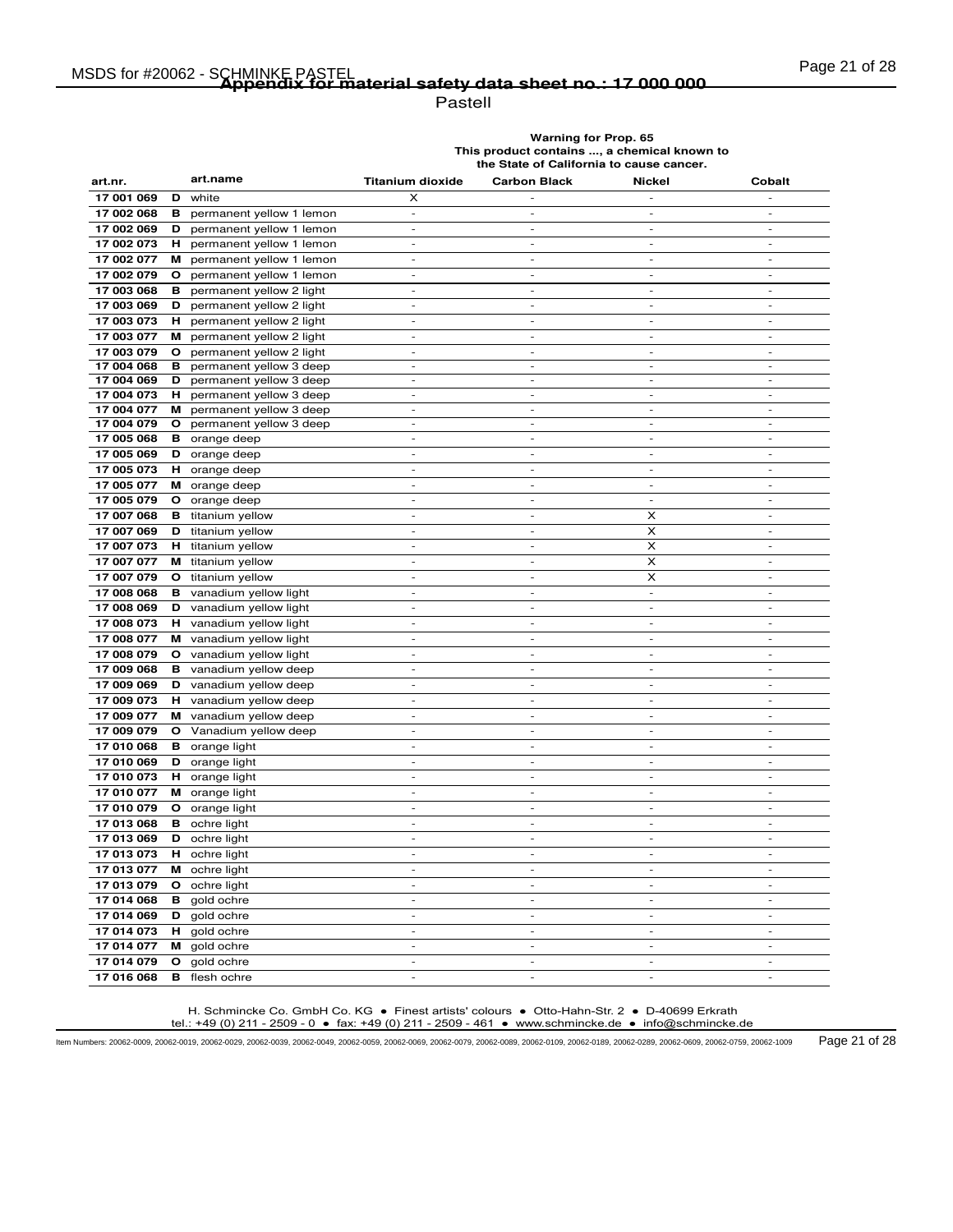# Appendix for material safety data sheet no.: 17 000 000

Pastell

| art.nr. | | art.name | Warning for Prop. 65 This product contains ..., a chemical known to the State of California to cause cancer. | | | |
|---|---|---|---|---|---|---|
| | | | Titanium dioxide | Carbon Black | Nickel | Cobalt |
| 17 001 069 | D | white | X | - | - | - |
| 17 002 068 | B | permanent yellow 1 lemon | - | - | - | - |
| 17 002 069 | D | permanent yellow 1 lemon | - | - | - | - |
| 17 002 073 | H | permanent yellow 1 lemon | - | - | - | - |
| 17 002 077 | M | permanent yellow 1 lemon | - | - | - | - |
| 17 002 079 | O | permanent yellow 1 lemon | - | - | - | - |
| 17 003 068 | B | permanent yellow 2 light | - | - | - | - |
| 17 003 069 | D | permanent yellow 2 light | - | - | - | - |
| 17 003 073 | H | permanent yellow 2 light | - | - | - | - |
| 17 003 077 | M | permanent yellow 2 light | - | - | - | - |
| 17 003 079 | O | permanent yellow 2 light | - | - | - | - |
| 17 004 068 | B | permanent yellow 3 deep | - | - | - | - |
| 17 004 069 | D | permanent yellow 3 deep | - | - | - | - |
| 17 004 073 | H | permanent yellow 3 deep | - | - | - | - |
| 17 004 077 | M | permanent yellow 3 deep | - | - | - | - |
| 17 004 079 | O | permanent yellow 3 deep | - | - | - | - |
| 17 005 068 | B | orange deep | - | - | - | - |
| 17 005 069 | D | orange deep | - | - | - | - |
| 17 005 073 | H | orange deep | - | - | - | - |
| 17 005 077 | M | orange deep | - | - | - | - |
| 17 005 079 | O | orange deep | - | - | - | - |
| 17 007 068 | B | titanium yellow | - | - | X | - |
| 17 007 069 | D | titanium yellow | - | - | X | - |
| 17 007 073 | H | titanium yellow | - | - | X | - |
| 17 007 077 | M | titanium yellow | - | - | X | - |
| 17 007 079 | O | titanium yellow | - | - | X | - |
| 17 008 068 | B | vanadium yellow light | - | - | - | - |
| 17 008 069 | D | vanadium yellow light | - | - | - | - |
| 17 008 073 | H | vanadium yellow light | - | - | - | - |
| 17 008 077 | M | vanadium yellow light | - | - | - | - |
| 17 008 079 | O | vanadium yellow light | - | - | - | - |
| 17 009 068 | B | vanadium yellow deep | - | - | - | - |
| 17 009 069 | D | vanadium yellow deep | - | - | - | - |
| 17 009 073 | H | vanadium yellow deep | - | - | - | - |
| 17 009 077 | M | vanadium yellow deep | - | - | - | - |
| 17 009 079 | O | Vanadium yellow deep | - | - | - | - |
| 17 010 068 | B | orange light | - | - | - | - |
| 17 010 069 | D | orange light | - | - | - | - |
| 17 010 073 | H | orange light | - | - | - | - |
| 17 010 077 | M | orange light | - | - | - | - |
| 17 010 079 | O | orange light | - | - | - | - |
| 17 013 068 | B | ochre light | - | - | - | - |
| 17 013 069 | D | ochre light | - | - | - | - |
| 17 013 073 | H | ochre light | - | - | - | - |
| 17 013 077 | M | ochre light | - | - | - | - |
| 17 013 079 | O | ochre light | - | - | - | - |
| 17 014 068 | B | gold ochre | - | - | - | - |
| 17 014 069 | D | gold ochre | - | - | - | - |
| 17 014 073 | H | gold ochre | - | - | - | - |
| 17 014 077 | M | gold ochre | - | - | - | - |
| 17 014 079 | O | gold ochre | - | - | - | - |
| 17 016 068 | B | flesh ochre | - | - | - | - |

H. Schmincke Co. GmbH Co. KG ● Finest artists' colours ● Otto-Hahn-Str. 2 ● D-40699 Erkrath
tel.: +49 (0) 211 - 2509 - 0 ● fax: +49 (0) 211 - 2509 - 461 ● www.schmincke.de ● info@schmincke.de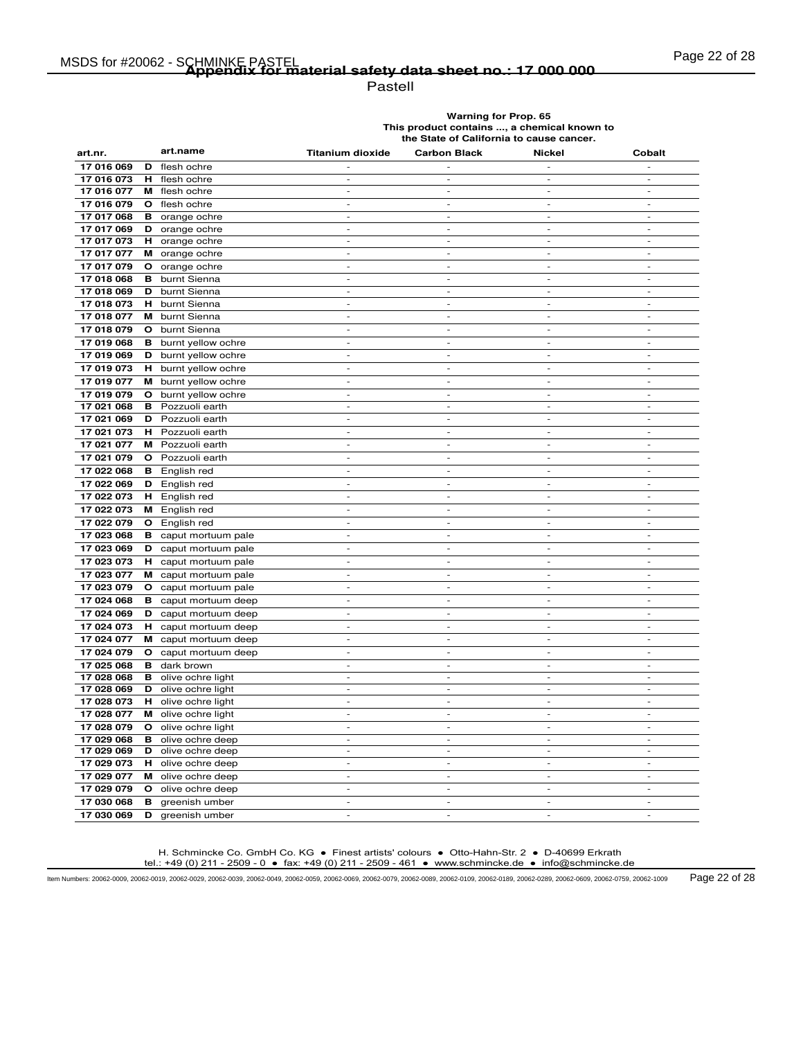## Appendix for material safety data sheet no.: 17 000 000

Pastell

| art.nr. | | art.name | Warning for Prop. 65 This product contains ..., a chemical known to the State of California to cause cancer. Titanium dioxide | Carbon Black | Nickel | Cobalt |
|---|---|---|---|---|---|---|
| 17 016 069 | D | flesh ochre | - | - | - | - |
| 17 016 073 | H | flesh ochre | - | - | - | - |
| 17 016 077 | M | flesh ochre | - | - | - | - |
| 17 016 079 | O | flesh ochre | - | - | - | - |
| 17 017 068 | B | orange ochre | - | - | - | - |
| 17 017 069 | D | orange ochre | - | - | - | - |
| 17 017 073 | H | orange ochre | - | - | - | - |
| 17 017 077 | M | orange ochre | - | - | - | - |
| 17 017 079 | O | orange ochre | - | - | - | - |
| 17 018 068 | B | burnt Sienna | - | - | - | - |
| 17 018 069 | D | burnt Sienna | - | - | - | - |
| 17 018 073 | H | burnt Sienna | - | - | - | - |
| 17 018 077 | M | burnt Sienna | - | - | - | - |
| 17 018 079 | O | burnt Sienna | - | - | - | - |
| 17 019 068 | B | burnt yellow ochre | - | - | - | - |
| 17 019 069 | D | burnt yellow ochre | - | - | - | - |
| 17 019 073 | H | burnt yellow ochre | - | - | - | - |
| 17 019 077 | M | burnt yellow ochre | - | - | - | - |
| 17 019 079 | O | burnt yellow ochre | - | - | - | - |
| 17 021 068 | B | Pozzuoli earth | - | - | - | - |
| 17 021 069 | D | Pozzuoli earth | - | - | - | - |
| 17 021 073 | H | Pozzuoli earth | - | - | - | - |
| 17 021 077 | M | Pozzuoli earth | - | - | - | - |
| 17 021 079 | O | Pozzuoli earth | - | - | - | - |
| 17 022 068 | B | English red | - | - | - | - |
| 17 022 069 | D | English red | - | - | - | - |
| 17 022 073 | H | English red | - | - | - | - |
| 17 022 073 | M | English red | - | - | - | - |
| 17 022 079 | O | English red | - | - | - | - |
| 17 023 068 | B | caput mortuum pale | - | - | - | - |
| 17 023 069 | D | caput mortuum pale | - | - | - | - |
| 17 023 073 | H | caput mortuum pale | - | - | - | - |
| 17 023 077 | M | caput mortuum pale | - | - | - | - |
| 17 023 079 | O | caput mortuum pale | - | - | - | - |
| 17 024 068 | B | caput mortuum deep | - | - | - | - |
| 17 024 069 | D | caput mortuum deep | - | - | - | - |
| 17 024 073 | H | caput mortuum deep | - | - | - | - |
| 17 024 077 | M | caput mortuum deep | - | - | - | - |
| 17 024 079 | O | caput mortuum deep | - | - | - | - |
| 17 025 068 | B | dark brown | - | - | - | - |
| 17 028 068 | B | olive ochre light | - | - | - | - |
| 17 028 069 | D | olive ochre light | - | - | - | - |
| 17 028 073 | H | olive ochre light | - | - | - | - |
| 17 028 077 | M | olive ochre light | - | - | - | - |
| 17 028 079 | O | olive ochre light | - | - | - | - |
| 17 029 068 | B | olive ochre deep | - | - | - | - |
| 17 029 069 | D | olive ochre deep | - | - | - | - |
| 17 029 073 | H | olive ochre deep | - | - | - | - |
| 17 029 077 | M | olive ochre deep | - | - | - | - |
| 17 029 079 | O | olive ochre deep | - | - | - | - |
| 17 030 068 | B | greenish umber | - | - | - | - |
| 17 030 069 | D | greenish umber | - | - | - | - |

H. Schmincke Co. GmbH Co. KG ● Finest artists' colours ● Otto-Hahn-Str. 2 ● D-40699 Erkrath
tel.: +49 (0) 211 - 2509 - 0 ● fax: +49 (0) 211 - 2509 - 461 ● www.schmincke.de ● info@schmincke.de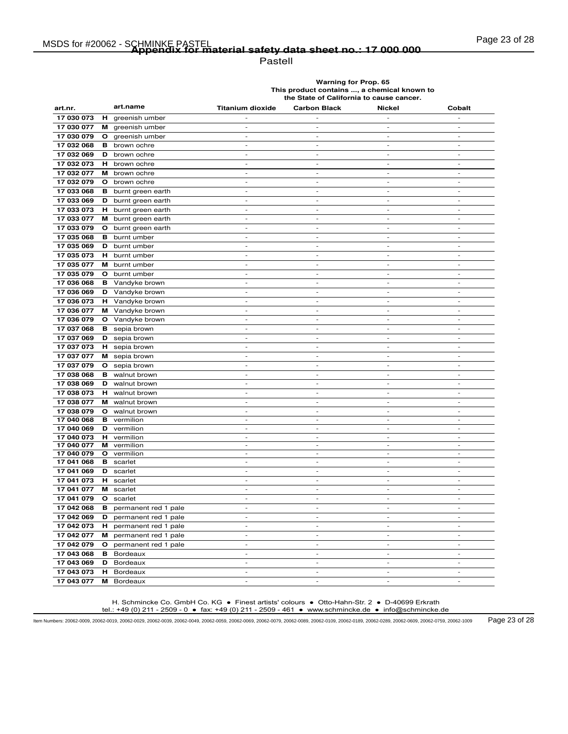# Appendix for material safety data sheet no.: 17 000 000

Pastell

| art.nr. | | art.name | Warning for Prop. 65 This product contains ..., a chemical known to the State of California to cause cancer. | | | |
|---|---|---|---|---|---|---|
| | | | Titanium dioxide | Carbon Black | Nickel | Cobalt |
| 17 030 073 | H | greenish umber | - | - | - | - |
| 17 030 077 | M | greenish umber | - | - | - | - |
| 17 030 079 | O | greenish umber | - | - | - | - |
| 17 032 068 | B | brown ochre | - | - | - | - |
| 17 032 069 | D | brown ochre | - | - | - | - |
| 17 032 073 | H | brown ochre | - | - | - | - |
| 17 032 077 | M | brown ochre | - | - | - | - |
| 17 032 079 | O | brown ochre | - | - | - | - |
| 17 033 068 | B | burnt green earth | - | - | - | - |
| 17 033 069 | D | burnt green earth | - | - | - | - |
| 17 033 073 | H | burnt green earth | - | - | - | - |
| 17 033 077 | M | burnt green earth | - | - | - | - |
| 17 033 079 | O | burnt green earth | - | - | - | - |
| 17 035 068 | B | burnt umber | - | - | - | - |
| 17 035 069 | D | burnt umber | - | - | - | - |
| 17 035 073 | H | burnt umber | - | - | - | - |
| 17 035 077 | M | burnt umber | - | - | - | - |
| 17 035 079 | O | burnt umber | - | - | - | - |
| 17 036 068 | B | Vandyke brown | - | - | - | - |
| 17 036 069 | D | Vandyke brown | - | - | - | - |
| 17 036 073 | H | Vandyke brown | - | - | - | - |
| 17 036 077 | M | Vandyke brown | - | - | - | - |
| 17 036 079 | O | Vandyke brown | - | - | - | - |
| 17 037 068 | B | sepia brown | - | - | - | - |
| 17 037 069 | D | sepia brown | - | - | - | - |
| 17 037 073 | H | sepia brown | - | - | - | - |
| 17 037 077 | M | sepia brown | - | - | - | - |
| 17 037 079 | O | sepia brown | - | - | - | - |
| 17 038 068 | B | walnut brown | - | - | - | - |
| 17 038 069 | D | walnut brown | - | - | - | - |
| 17 038 073 | H | walnut brown | - | - | - | - |
| 17 038 077 | M | walnut brown | - | - | - | - |
| 17 038 079 | O | walnut brown | - | - | - | - |
| 17 040 068 | B | vermilion | - | - | - | - |
| 17 040 069 | D | vermilion | - | - | - | - |
| 17 040 073 | H | vermilion | - | - | - | - |
| 17 040 077 | M | vermilion | - | - | - | - |
| 17 040 079 | O | vermilion | - | - | - | - |
| 17 041 068 | B | scarlet | - | - | - | - |
| 17 041 069 | D | scarlet | - | - | - | - |
| 17 041 073 | H | scarlet | - | - | - | - |
| 17 041 077 | M | scarlet | - | - | - | - |
| 17 041 079 | O | scarlet | - | - | - | - |
| 17 042 068 | B | permanent red 1 pale | - | - | - | - |
| 17 042 069 | D | permanent red 1 pale | - | - | - | - |
| 17 042 073 | H | permanent red 1 pale | - | - | - | - |
| 17 042 077 | M | permanent red 1 pale | - | - | - | - |
| 17 042 079 | O | permanent red 1 pale | - | - | - | - |
| 17 043 068 | B | Bordeaux | - | - | - | - |
| 17 043 069 | D | Bordeaux | - | - | - | - |
| 17 043 073 | H | Bordeaux | - | - | - | - |
| 17 043 077 | M | Bordeaux | - | - | - | - |

H. Schmincke Co. GmbH Co. KG • Finest artists' colours • Otto-Hahn-Str. 2 • D-40699 Erkrath
tel.: +49 (0) 211 - 2509 - 0 • fax: +49 (0) 211 - 2509 - 461 • www.schmincke.de • info@schmincke.de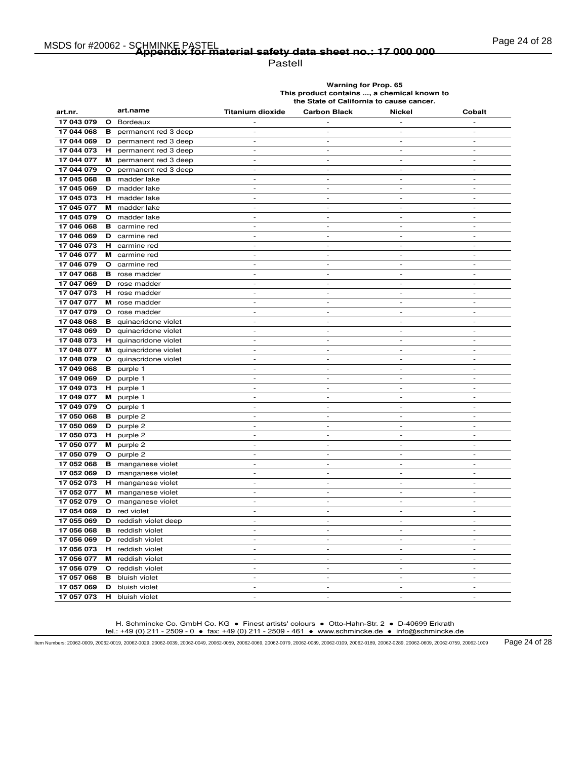## Appendix for material safety data sheet no.: 17 000 000

Pastell

| art.nr. | | art.name | Titanium dioxide | Carbon Black | Nickel | Cobalt |
|---|---|---|---|---|---|---|
| | | | Warning for Prop. 65 This product contains ..., a chemical known to the State of California to cause cancer. | | | |
| 17 043 079 | O | Bordeaux | - | - | - | - |
| 17 044 068 | B | permanent red 3 deep | - | - | - | - |
| 17 044 069 | D | permanent red 3 deep | - | - | - | - |
| 17 044 073 | H | permanent red 3 deep | - | - | - | - |
| 17 044 077 | M | permanent red 3 deep | - | - | - | - |
| 17 044 079 | O | permanent red 3 deep | - | - | - | - |
| 17 045 068 | B | madder lake | - | - | - | - |
| 17 045 069 | D | madder lake | - | - | - | - |
| 17 045 073 | H | madder lake | - | - | - | - |
| 17 045 077 | M | madder lake | - | - | - | - |
| 17 045 079 | O | madder lake | - | - | - | - |
| 17 046 068 | B | carmine red | - | - | - | - |
| 17 046 069 | D | carmine red | - | - | - | - |
| 17 046 073 | H | carmine red | - | - | - | - |
| 17 046 077 | M | carmine red | - | - | - | - |
| 17 046 079 | O | carmine red | - | - | - | - |
| 17 047 068 | B | rose madder | - | - | - | - |
| 17 047 069 | D | rose madder | - | - | - | - |
| 17 047 073 | H | rose madder | - | - | - | - |
| 17 047 077 | M | rose madder | - | - | - | - |
| 17 047 079 | O | rose madder | - | - | - | - |
| 17 048 068 | B | quinacridone violet | - | - | - | - |
| 17 048 069 | D | quinacridone violet | - | - | - | - |
| 17 048 073 | H | quinacridone violet | - | - | - | - |
| 17 048 077 | M | quinacridone violet | - | - | - | - |
| 17 048 079 | O | quinacridone violet | - | - | - | - |
| 17 049 068 | B | purple 1 | - | - | - | - |
| 17 049 069 | D | purple 1 | - | - | - | - |
| 17 049 073 | H | purple 1 | - | - | - | - |
| 17 049 077 | M | purple 1 | - | - | - | - |
| 17 049 079 | O | purple 1 | - | - | - | - |
| 17 050 068 | B | purple 2 | - | - | - | - |
| 17 050 069 | D | purple 2 | - | - | - | - |
| 17 050 073 | H | purple 2 | - | - | - | - |
| 17 050 077 | M | purple 2 | - | - | - | - |
| 17 050 079 | O | purple 2 | - | - | - | - |
| 17 052 068 | B | manganese violet | - | - | - | - |
| 17 052 069 | D | manganese violet | - | - | - | - |
| 17 052 073 | H | manganese violet | - | - | - | - |
| 17 052 077 | M | manganese violet | - | - | - | - |
| 17 052 079 | O | manganese violet | - | - | - | - |
| 17 054 069 | D | red violet | - | - | - | - |
| 17 055 069 | D | reddish violet deep | - | - | - | - |
| 17 056 068 | B | reddish violet | - | - | - | - |
| 17 056 069 | D | reddish violet | - | - | - | - |
| 17 056 073 | H | reddish violet | - | - | - | - |
| 17 056 077 | M | reddish violet | - | - | - | - |
| 17 056 079 | O | reddish violet | - | - | - | - |
| 17 057 068 | B | bluish violet | - | - | - | - |
| 17 057 069 | D | bluish violet | - | - | - | - |
| 17 057 073 | H | bluish violet | - | - | - | - |

H. Schmincke Co. GmbH Co. KG ● Finest artists' colours ● Otto-Hahn-Str. 2 ● D-40699 Erkrath
tel.: +49 (0) 211 - 2509 - 0 ● fax: +49 (0) 211 - 2509 - 461 ● www.schmincke.de ● info@schmincke.de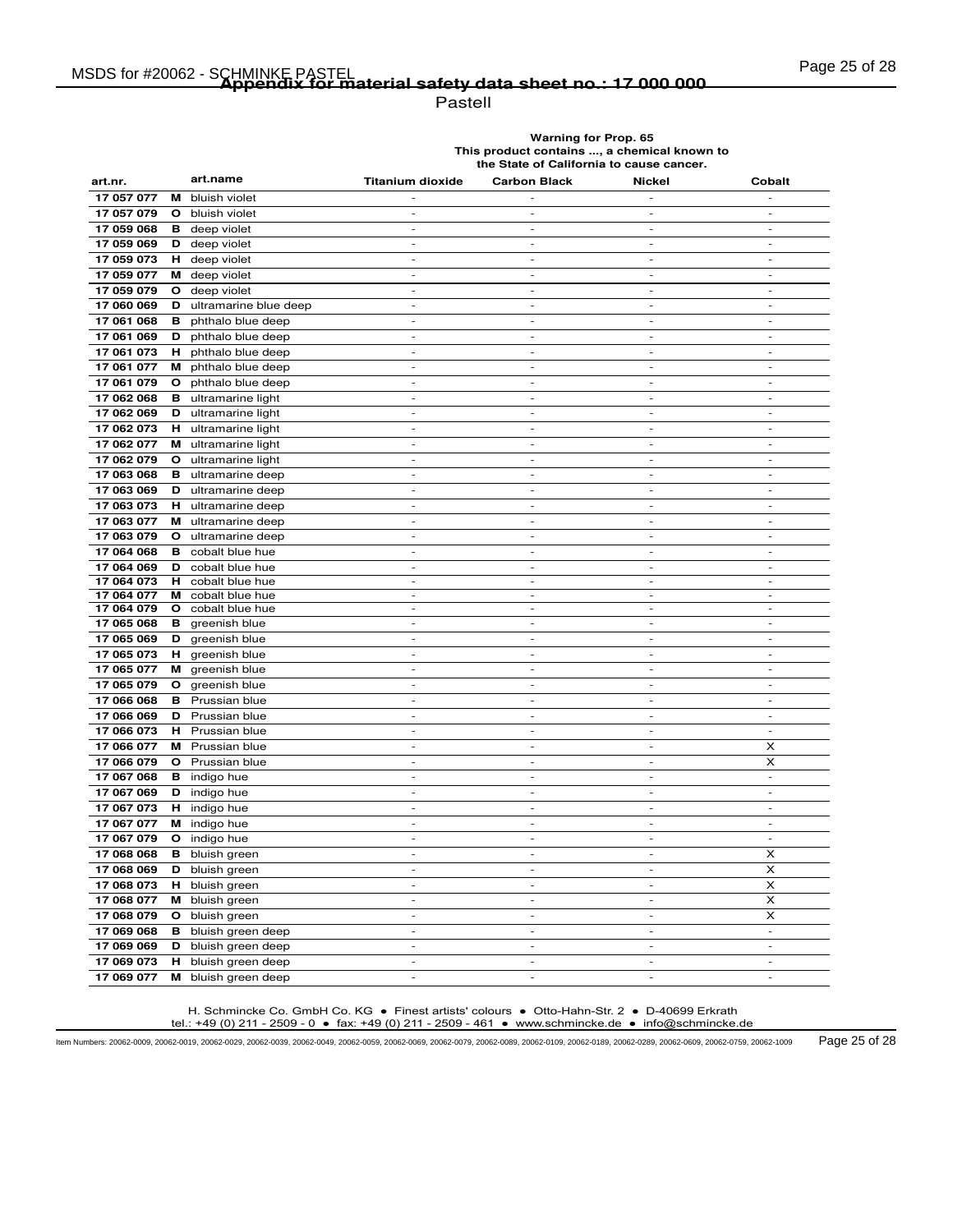## Appendix for material safety data sheet no.: 17 000 000

Pastell

| art.nr. | | art.name | Titanium dioxide | Carbon Black | Nickel | Cobalt |
|---|---|---|---|---|---|---|
| | | | Warning for Prop. 65 This product contains ..., a chemical known to the State of California to cause cancer. | | | |
| 17 057 077 | M | bluish violet | - | - | - | - |
| 17 057 079 | O | bluish violet | - | - | - | - |
| 17 059 068 | B | deep violet | - | - | - | - |
| 17 059 069 | D | deep violet | - | - | - | - |
| 17 059 073 | H | deep violet | - | - | - | - |
| 17 059 077 | M | deep violet | - | - | - | - |
| 17 059 079 | O | deep violet | - | - | - | - |
| 17 060 069 | D | ultramarine blue deep | - | - | - | - |
| 17 061 068 | B | phthalo blue deep | - | - | - | - |
| 17 061 069 | D | phthalo blue deep | - | - | - | - |
| 17 061 073 | H | phthalo blue deep | - | - | - | - |
| 17 061 077 | M | phthalo blue deep | - | - | - | - |
| 17 061 079 | O | phthalo blue deep | - | - | - | - |
| 17 062 068 | B | ultramarine light | - | - | - | - |
| 17 062 069 | D | ultramarine light | - | - | - | - |
| 17 062 073 | H | ultramarine light | - | - | - | - |
| 17 062 077 | M | ultramarine light | - | - | - | - |
| 17 062 079 | O | ultramarine light | - | - | - | - |
| 17 063 068 | B | ultramarine deep | - | - | - | - |
| 17 063 069 | D | ultramarine deep | - | - | - | - |
| 17 063 073 | H | ultramarine deep | - | - | - | - |
| 17 063 077 | M | ultramarine deep | - | - | - | - |
| 17 063 079 | O | ultramarine deep | - | - | - | - |
| 17 064 068 | B | cobalt blue hue | - | - | - | - |
| 17 064 069 | D | cobalt blue hue | - | - | - | - |
| 17 064 073 | H | cobalt blue hue | - | - | - | - |
| 17 064 077 | M | cobalt blue hue | - | - | - | - |
| 17 064 079 | O | cobalt blue hue | - | - | - | - |
| 17 065 068 | B | greenish blue | - | - | - | - |
| 17 065 069 | D | greenish blue | - | - | - | - |
| 17 065 073 | H | greenish blue | - | - | - | - |
| 17 065 077 | M | greenish blue | - | - | - | - |
| 17 065 079 | O | greenish blue | - | - | - | - |
| 17 066 068 | B | Prussian blue | - | - | - | - |
| 17 066 069 | D | Prussian blue | - | - | - | - |
| 17 066 073 | H | Prussian blue | - | - | - | - |
| 17 066 077 | M | Prussian blue | - | - | - | X |
| 17 066 079 | O | Prussian blue | - | - | - | X |
| 17 067 068 | B | indigo hue | - | - | - | - |
| 17 067 069 | D | indigo hue | - | - | - | - |
| 17 067 073 | H | indigo hue | - | - | - | - |
| 17 067 077 | M | indigo hue | - | - | - | - |
| 17 067 079 | O | indigo hue | - | - | - | - |
| 17 068 068 | B | bluish green | - | - | - | X |
| 17 068 069 | D | bluish green | - | - | - | X |
| 17 068 073 | H | bluish green | - | - | - | X |
| 17 068 077 | M | bluish green | - | - | - | X |
| 17 068 079 | O | bluish green | - | - | - | X |
| 17 069 068 | B | bluish green deep | - | - | - | - |
| 17 069 069 | D | bluish green deep | - | - | - | - |
| 17 069 073 | H | bluish green deep | - | - | - | - |
| 17 069 077 | M | bluish green deep | - | - | - | - |

H. Schmincke Co. GmbH Co. KG ● Finest artists' colours ● Otto-Hahn-Str. 2 ● D-40699 Erkrath
tel.: +49 (0) 211 - 2509 - 0 ● fax: +49 (0) 211 - 2509 - 461 ● www.schmincke.de ● info@schmincke.de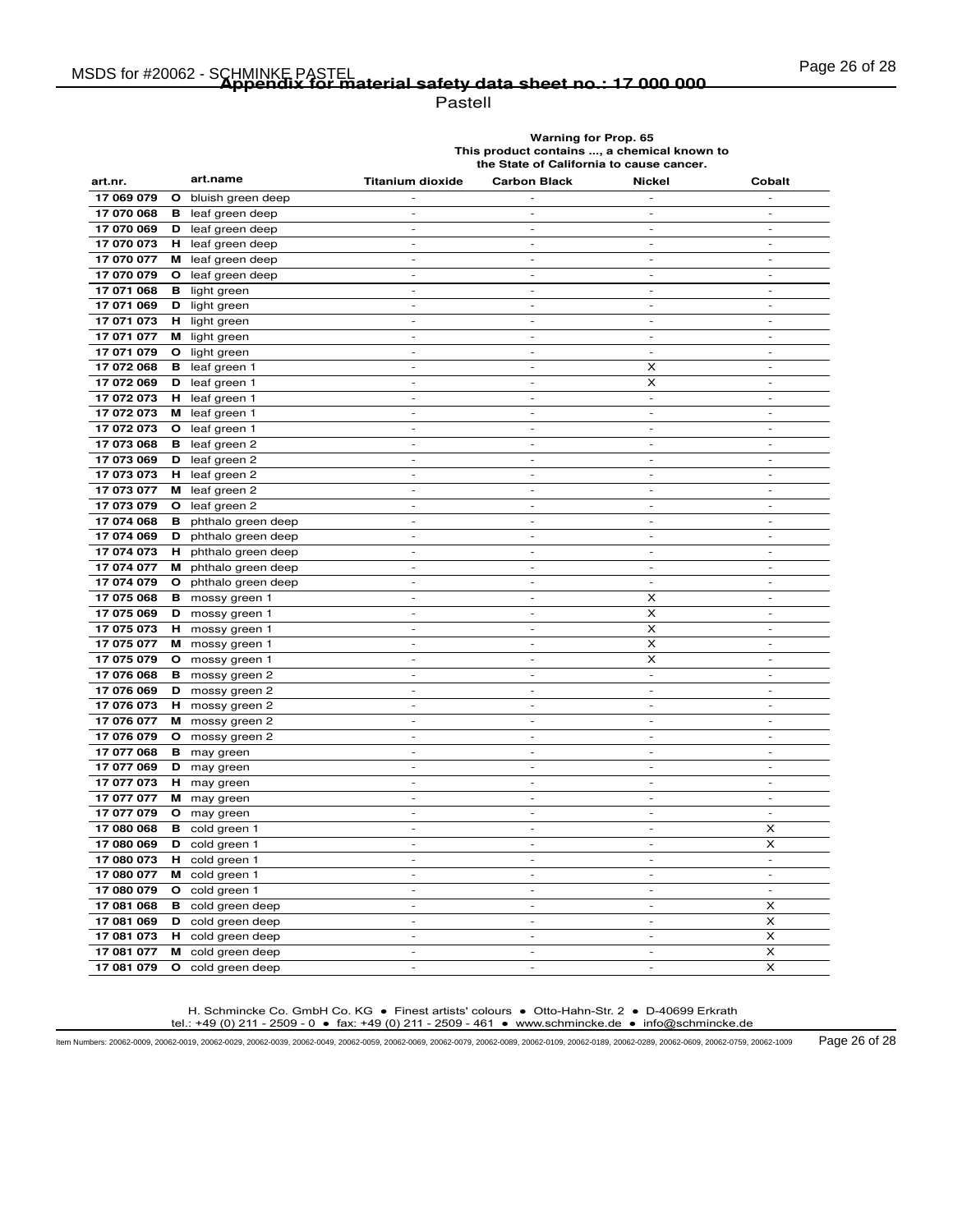## Appendix for material safety data sheet no.: 17 000 000

Pastell

| art.nr. | | art.name | Warning for Prop. 65 This product contains ..., a chemical known to the State of California to cause cancer. Titanium dioxide | Carbon Black | Nickel | Cobalt |
|---|---|---|---|---|---|---|
| **17 069 079** | **O** | bluish green deep | - | - | - | - |
| **17 070 068** | **B** | leaf green deep | - | - | - | - |
| **17 070 069** | **D** | leaf green deep | - | - | - | - |
| **17 070 073** | **H** | leaf green deep | - | - | - | - |
| **17 070 077** | **M** | leaf green deep | - | - | - | - |
| **17 070 079** | **O** | leaf green deep | - | - | - | - |
| **17 071 068** | **B** | light green | - | - | - | - |
| **17 071 069** | **D** | light green | - | - | - | - |
| **17 071 073** | **H** | light green | - | - | - | - |
| **17 071 077** | **M** | light green | - | - | - | - |
| **17 071 079** | **O** | light green | - | - | - | - |
| **17 072 068** | **B** | leaf green 1 | - | - | X | - |
| **17 072 069** | **D** | leaf green 1 | - | - | X | - |
| **17 072 073** | **H** | leaf green 1 | - | - | - | - |
| **17 072 073** | **M** | leaf green 1 | - | - | - | - |
| **17 072 073** | **O** | leaf green 1 | - | - | - | - |
| **17 073 068** | **B** | leaf green 2 | - | - | - | - |
| **17 073 069** | **D** | leaf green 2 | - | - | - | - |
| **17 073 073** | **H** | leaf green 2 | - | - | - | - |
| **17 073 077** | **M** | leaf green 2 | - | - | - | - |
| **17 073 079** | **O** | leaf green 2 | - | - | - | - |
| **17 074 068** | **B** | phthalo green deep | - | - | - | - |
| **17 074 069** | **D** | phthalo green deep | - | - | - | - |
| **17 074 073** | **H** | phthalo green deep | - | - | - | - |
| **17 074 077** | **M** | phthalo green deep | - | - | - | - |
| **17 074 079** | **O** | phthalo green deep | - | - | - | - |
| **17 075 068** | **B** | mossy green 1 | - | - | X | - |
| **17 075 069** | **D** | mossy green 1 | - | - | X | - |
| **17 075 073** | **H** | mossy green 1 | - | - | X | - |
| **17 075 077** | **M** | mossy green 1 | - | - | X | - |
| **17 075 079** | **O** | mossy green 1 | - | - | X | - |
| **17 076 068** | **B** | mossy green 2 | - | - | - | - |
| **17 076 069** | **D** | mossy green 2 | - | - | - | - |
| **17 076 073** | **H** | mossy green 2 | - | - | - | - |
| **17 076 077** | **M** | mossy green 2 | - | - | - | - |
| **17 076 079** | **O** | mossy green 2 | - | - | - | - |
| **17 077 068** | **B** | may green | - | - | - | - |
| **17 077 069** | **D** | may green | - | - | - | - |
| **17 077 073** | **H** | may green | - | - | - | - |
| **17 077 077** | **M** | may green | - | - | - | - |
| **17 077 079** | **O** | may green | - | - | - | - |
| **17 080 068** | **B** | cold green 1 | - | - | - | X |
| **17 080 069** | **D** | cold green 1 | - | - | - | X |
| **17 080 073** | **H** | cold green 1 | - | - | - | - |
| **17 080 077** | **M** | cold green 1 | - | - | - | - |
| **17 080 079** | **O** | cold green 1 | - | - | - | - |
| **17 081 068** | **B** | cold green deep | - | - | - | X |
| **17 081 069** | **D** | cold green deep | - | - | - | X |
| **17 081 073** | **H** | cold green deep | - | - | - | X |
| **17 081 077** | **M** | cold green deep | - | - | - | X |
| **17 081 079** | **O** | cold green deep | - | - | - | X |

H. Schmincke Co. GmbH Co. KG • Finest artists' colours • Otto-Hahn-Str. 2 • D-40699 Erkrath
tel.: +49 (0) 211 - 2509 - 0 • fax: +49 (0) 211 - 2509 - 461 • www.schmincke.de • info@schmincke.de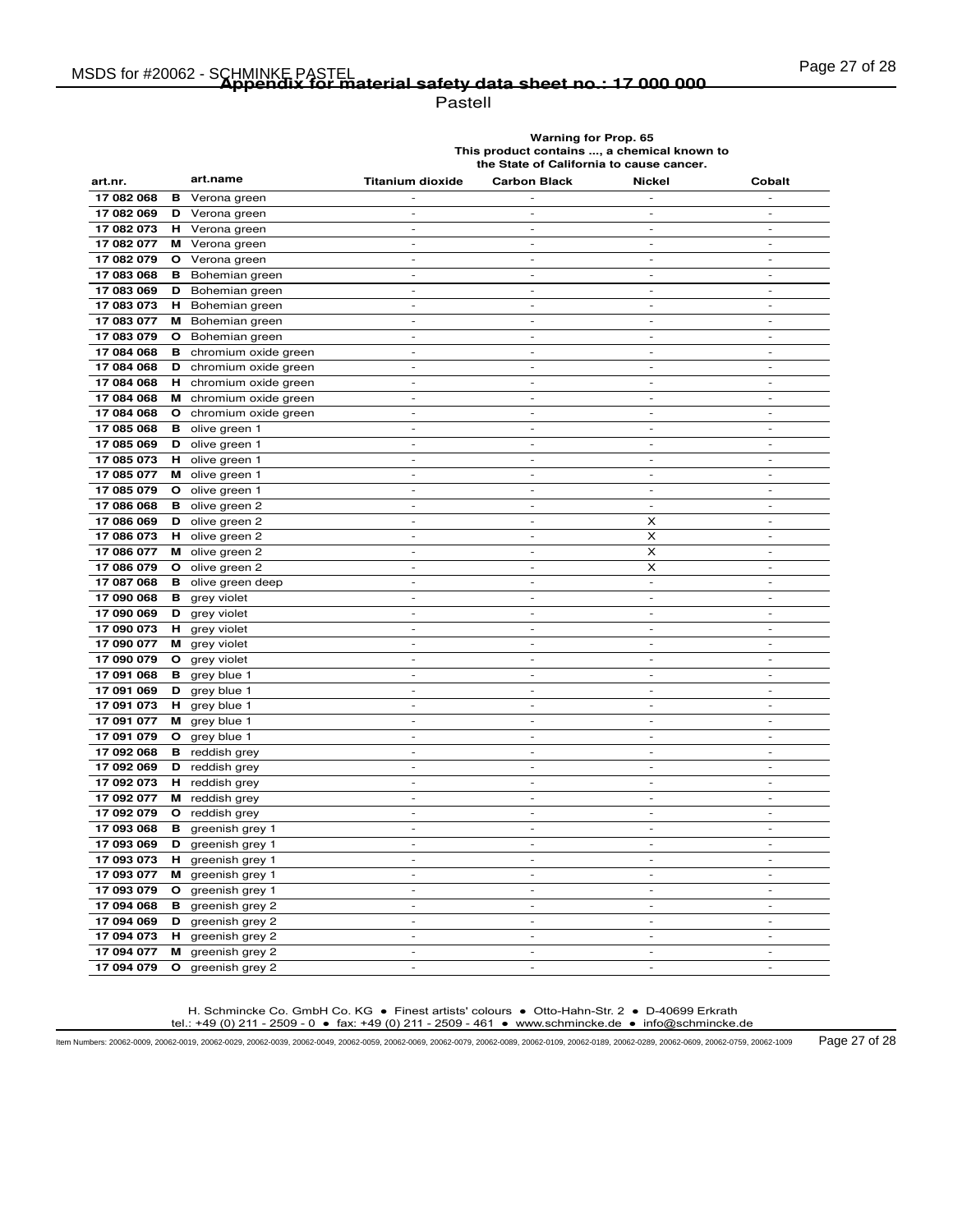## Appendix for material safety data sheet no.: 17 000 000

Pastell

| art.nr. | | art.name | Warning for Prop. 65 This product contains ..., a chemical known to the State of California to cause cancer. | | | |
|---|---|---|---|---|---|---|
| | | | Titanium dioxide | Carbon Black | Nickel | Cobalt |
| 17 082 068 | B | Verona green | - | - | - | - |
| 17 082 069 | D | Verona green | - | - | - | - |
| 17 082 073 | H | Verona green | - | - | - | - |
| 17 082 077 | M | Verona green | - | - | - | - |
| 17 082 079 | O | Verona green | - | - | - | - |
| 17 083 068 | B | Bohemian green | - | - | - | - |
| 17 083 069 | D | Bohemian green | - | - | - | - |
| 17 083 073 | H | Bohemian green | - | - | - | - |
| 17 083 077 | M | Bohemian green | - | - | - | - |
| 17 083 079 | O | Bohemian green | - | - | - | - |
| 17 084 068 | B | chromium oxide green | - | - | - | - |
| 17 084 068 | D | chromium oxide green | - | - | - | - |
| 17 084 068 | H | chromium oxide green | - | - | - | - |
| 17 084 068 | M | chromium oxide green | - | - | - | - |
| 17 084 068 | O | chromium oxide green | - | - | - | - |
| 17 085 068 | B | olive green 1 | - | - | - | - |
| 17 085 069 | D | olive green 1 | - | - | - | - |
| 17 085 073 | H | olive green 1 | - | - | - | - |
| 17 085 077 | M | olive green 1 | - | - | - | - |
| 17 085 079 | O | olive green 1 | - | - | - | - |
| 17 086 068 | B | olive green 2 | - | - | - | - |
| 17 086 069 | D | olive green 2 | - | - | X | - |
| 17 086 073 | H | olive green 2 | - | - | X | - |
| 17 086 077 | M | olive green 2 | - | - | X | - |
| 17 086 079 | O | olive green 2 | - | - | X | - |
| 17 087 068 | B | olive green deep | - | - | - | - |
| 17 090 068 | B | grey violet | - | - | - | - |
| 17 090 069 | D | grey violet | - | - | - | - |
| 17 090 073 | H | grey violet | - | - | - | - |
| 17 090 077 | M | grey violet | - | - | - | - |
| 17 090 079 | O | grey violet | - | - | - | - |
| 17 091 068 | B | grey blue 1 | - | - | - | - |
| 17 091 069 | D | grey blue 1 | - | - | - | - |
| 17 091 073 | H | grey blue 1 | - | - | - | - |
| 17 091 077 | M | grey blue 1 | - | - | - | - |
| 17 091 079 | O | grey blue 1 | - | - | - | - |
| 17 092 068 | B | reddish grey | - | - | - | - |
| 17 092 069 | D | reddish grey | - | - | - | - |
| 17 092 073 | H | reddish grey | - | - | - | - |
| 17 092 077 | M | reddish grey | - | - | - | - |
| 17 092 079 | O | reddish grey | - | - | - | - |
| 17 093 068 | B | greenish grey 1 | - | - | - | - |
| 17 093 069 | D | greenish grey 1 | - | - | - | - |
| 17 093 073 | H | greenish grey 1 | - | - | - | - |
| 17 093 077 | M | greenish grey 1 | - | - | - | - |
| 17 093 079 | O | greenish grey 1 | - | - | - | - |
| 17 094 068 | B | greenish grey 2 | - | - | - | - |
| 17 094 069 | D | greenish grey 2 | - | - | - | - |
| 17 094 073 | H | greenish grey 2 | - | - | - | - |
| 17 094 077 | M | greenish grey 2 | - | - | - | - |
| 17 094 079 | O | greenish grey 2 | - | - | - | - |

H. Schmincke Co. GmbH Co. KG • Finest artists' colours • Otto-Hahn-Str. 2 • D-40699 Erkrath
tel.: +49 (0) 211 - 2509 - 0 • fax: +49 (0) 211 - 2509 - 461 • www.schmincke.de • info@schmincke.de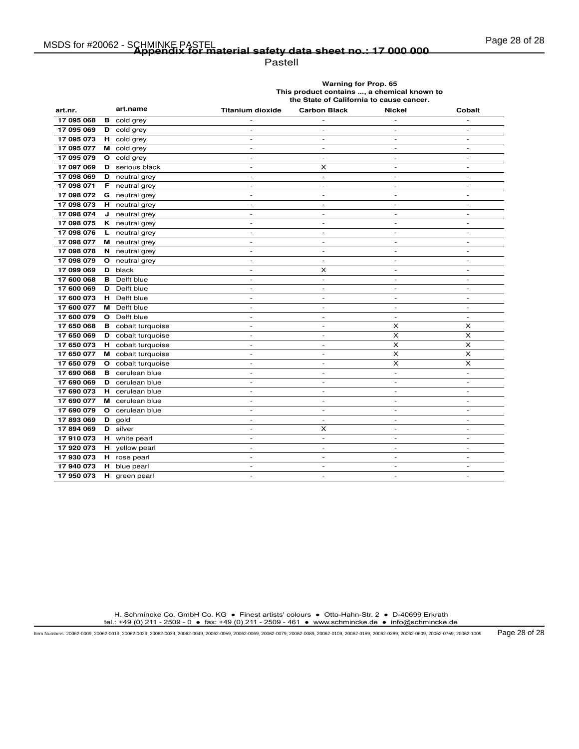## Appendix for material safety data sheet no.: 17 000 000

Pastell

| art.nr. | | art.name | Titanium dioxide | Carbon Black | Nickel | Cobalt |
|---|---|---|---|---|---|---|
| | | | Warning for Prop. 65 This product contains ..., a chemical known to the State of California to cause cancer. | | | |
| 17 095 068 | B | cold grey | - | - | - | - |
| 17 095 069 | D | cold grey | - | - | - | - |
| 17 095 073 | H | cold grey | - | - | - | - |
| 17 095 077 | M | cold grey | - | - | - | - |
| 17 095 079 | O | cold grey | - | - | - | - |
| 17 097 069 | D | serious black | - | X | - | - |
| 17 098 069 | D | neutral grey | - | - | - | - |
| 17 098 071 | F | neutral grey | - | - | - | - |
| 17 098 072 | G | neutral grey | - | - | - | - |
| 17 098 073 | H | neutral grey | - | - | - | - |
| 17 098 074 | J | neutral grey | - | - | - | - |
| 17 098 075 | K | neutral grey | - | - | - | - |
| 17 098 076 | L | neutral grey | - | - | - | - |
| 17 098 077 | M | neutral grey | - | - | - | - |
| 17 098 078 | N | neutral grey | - | - | - | - |
| 17 098 079 | O | neutral grey | - | - | - | - |
| 17 099 069 | D | black | - | X | - | - |
| 17 600 068 | B | Delft blue | - | - | - | - |
| 17 600 069 | D | Delft blue | - | - | - | - |
| 17 600 073 | H | Delft blue | - | - | - | - |
| 17 600 077 | M | Delft blue | - | - | - | - |
| 17 600 079 | O | Delft blue | - | - | - | - |
| 17 650 068 | B | cobalt turquoise | - | - | X | X |
| 17 650 069 | D | cobalt turquoise | - | - | X | X |
| 17 650 073 | H | cobalt turquoise | - | - | X | X |
| 17 650 077 | M | cobalt turquoise | - | - | X | X |
| 17 650 079 | O | cobalt turquoise | - | - | X | X |
| 17 690 068 | B | cerulean blue | - | - | - | - |
| 17 690 069 | D | cerulean blue | - | - | - | - |
| 17 690 073 | H | cerulean blue | - | - | - | - |
| 17 690 077 | M | cerulean blue | - | - | - | - |
| 17 690 079 | O | cerulean blue | - | - | - | - |
| 17 893 069 | D | gold | - | - | - | - |
| 17 894 069 | D | silver | - | X | - | - |
| 17 910 073 | H | white pearl | - | - | - | - |
| 17 920 073 | H | yellow pearl | - | - | - | - |
| 17 930 073 | H | rose pearl | - | - | - | - |
| 17 940 073 | H | blue pearl | - | - | - | - |
| 17 950 073 | H | green pearl | - | - | - | - |

H. Schmincke Co. GmbH Co. KG • Finest artists' colours • Otto-Hahn-Str. 2 • D-40699 Erkrath
tel.: +49 (0) 211 - 2509 - 0 • fax: +49 (0) 211 - 2509 - 461 • www.schmincke.de • info@schmincke.de